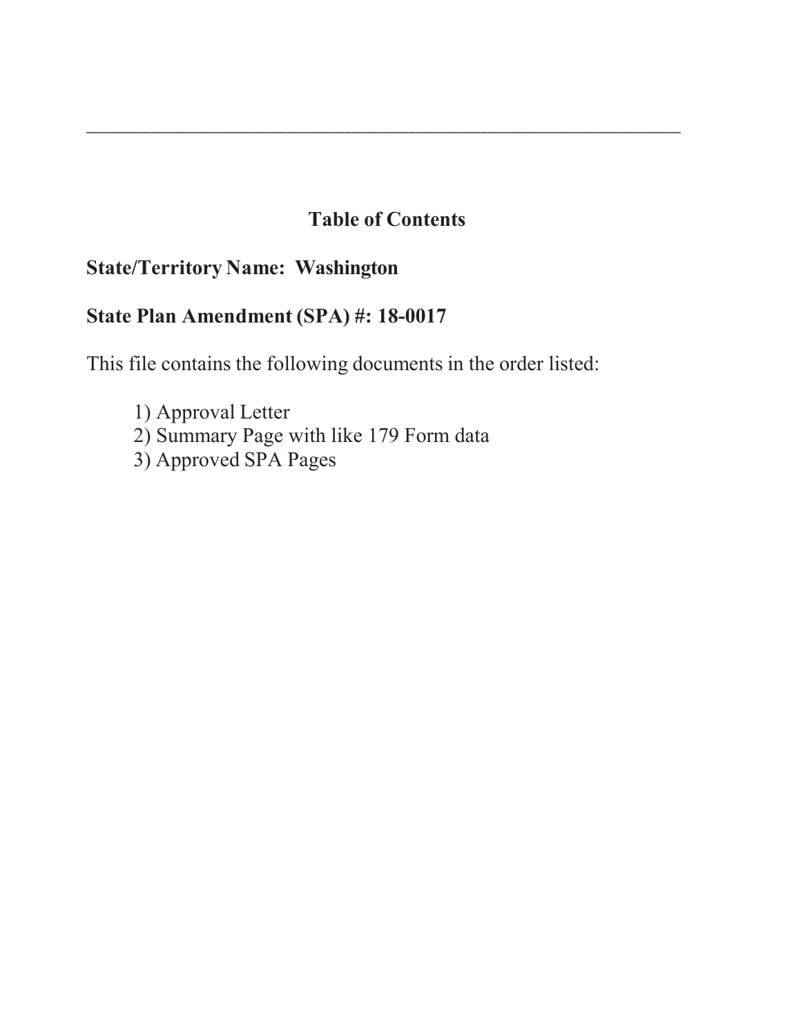---

## Table of Contents

**State/Territory Name: Washington**

**State Plan Amendment (SPA) #: 18-0017**

This file contains the following documents in the order listed:

1) Approval Letter
2) Summary Page with like 179 Form data
3) Approved SPA Pages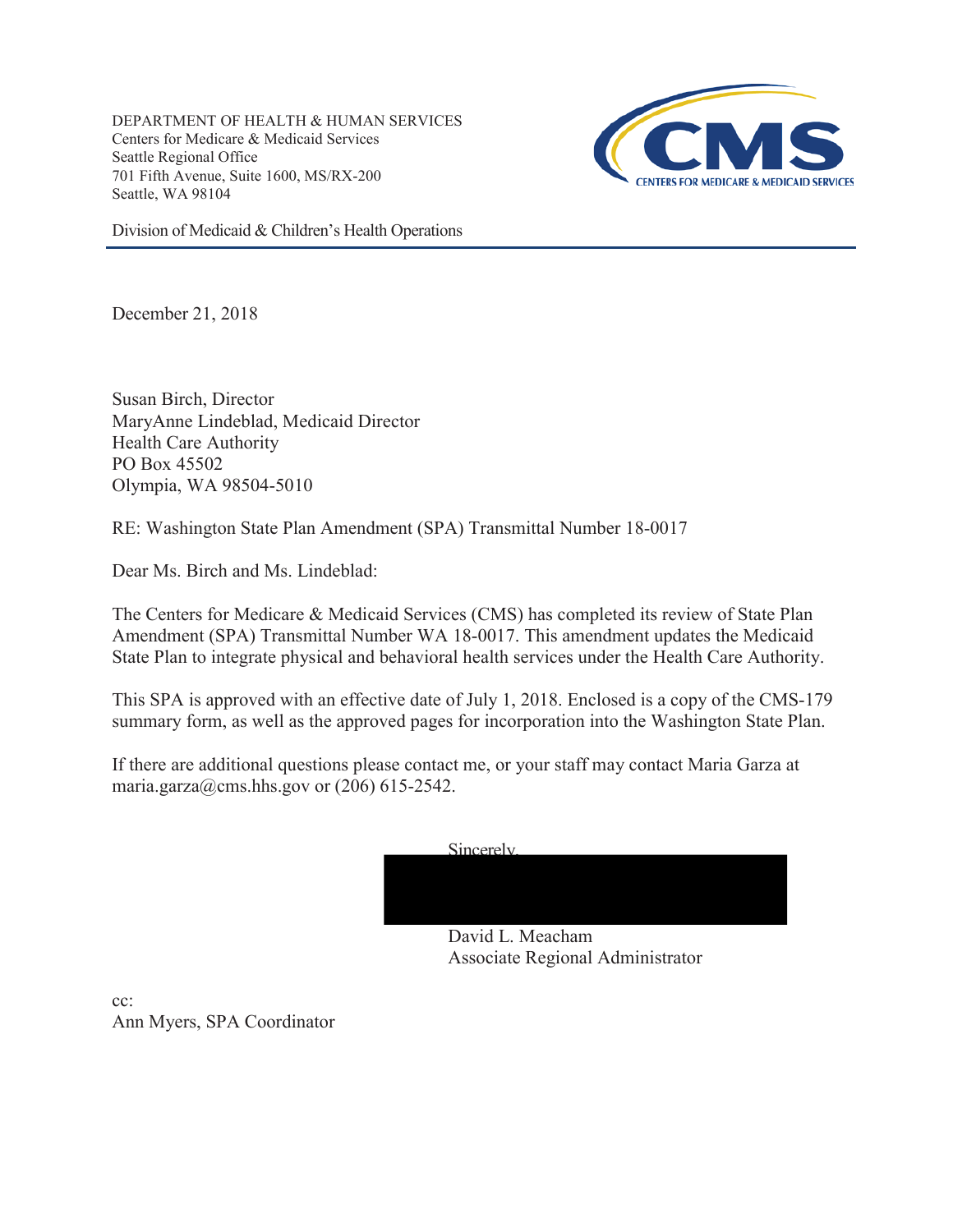DEPARTMENT OF HEALTH & HUMAN SERVICES
Centers for Medicare & Medicaid Services
Seattle Regional Office
701 Fifth Avenue, Suite 1600, MS/RX-200
Seattle, WA 98104

Division of Medicaid & Children's Health Operations

December 21, 2018

Susan Birch, Director
MaryAnne Lindeblad, Medicaid Director
Health Care Authority
PO Box 45502
Olympia, WA 98504-5010

RE: Washington State Plan Amendment (SPA) Transmittal Number 18-0017

Dear Ms. Birch and Ms. Lindeblad:

The Centers for Medicare & Medicaid Services (CMS) has completed its review of State Plan Amendment (SPA) Transmittal Number WA 18-0017. This amendment updates the Medicaid State Plan to integrate physical and behavioral health services under the Health Care Authority.

This SPA is approved with an effective date of July 1, 2018. Enclosed is a copy of the CMS-179 summary form, as well as the approved pages for incorporation into the Washington State Plan.

If there are additional questions please contact me, or your staff may contact Maria Garza at maria.garza@cms.hhs.gov or (206) 615-2542.

Sincerely,

David L. Meacham
Associate Regional Administrator

cc:
Ann Myers, SPA Coordinator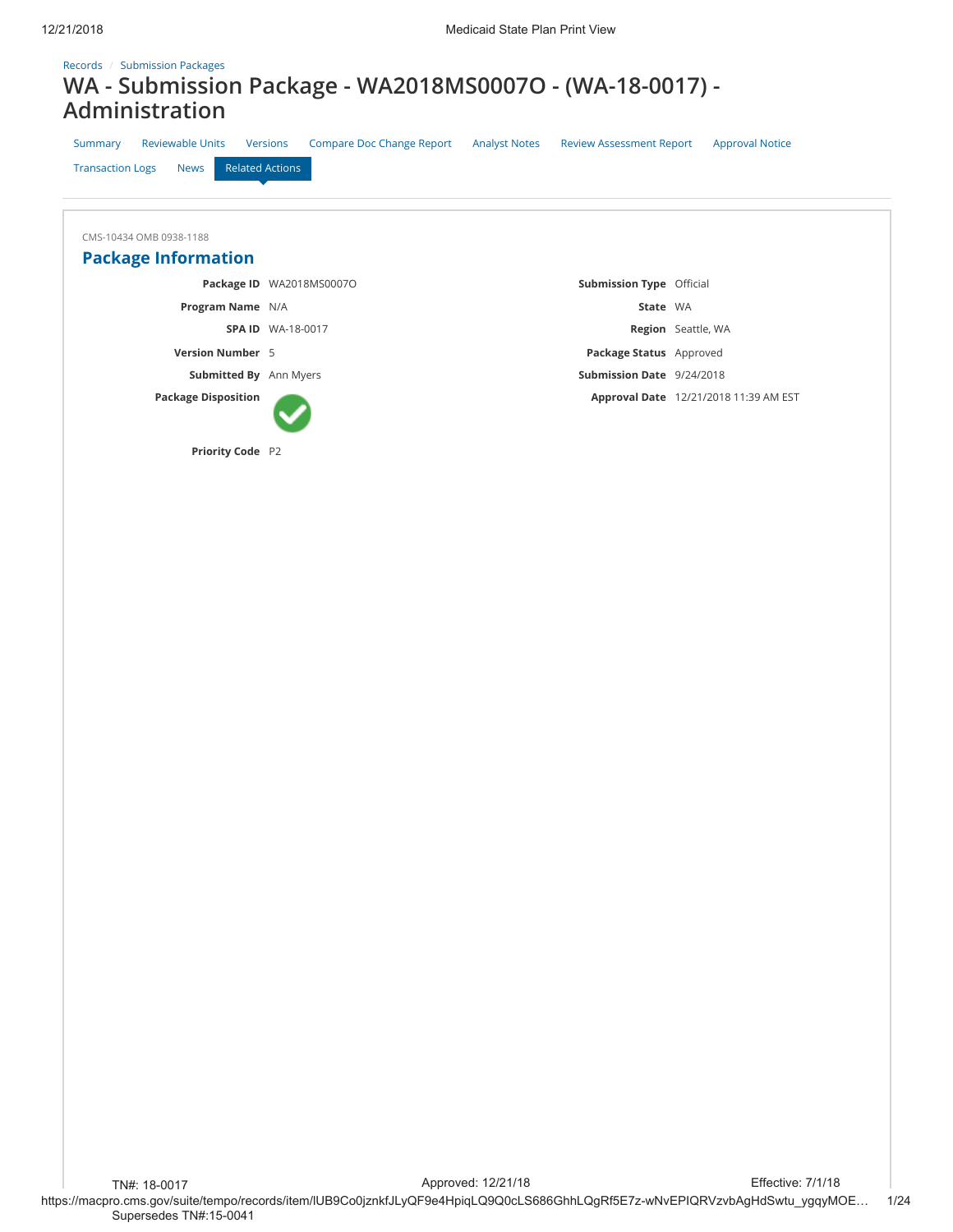Records / Submission Packages

# WA - Submission Package - WA2018MS0007O - (WA-18-0017) - Administration

Summary | Reviewable Units | Versions | Compare Doc Change Report | Analyst Notes | Review Assessment Report | Approval Notice | Transaction Logs | News | Related Actions

CMS-10434 OMB 0938-1188

## Package Information

| | | | |
|---|---|---|---|
| **Package ID** | WA2018MS0007O | **Submission Type** | Official |
| **Program Name** | N/A | **State** | WA |
| **SPA ID** | WA-18-0017 | **Region** | Seattle, WA |
| **Version Number** | 5 | **Package Status** | Approved |
| **Submitted By** | Ann Myers | **Submission Date** | 9/24/2018 |
| **Package Disposition** | ✔ | **Approval Date** | 12/21/2018 11:39 AM EST |
| **Priority Code** | P2 | | |

TN#: 18-0017 Approved: 12/21/18 Effective: 7/1/18

Supersedes TN#:15-0041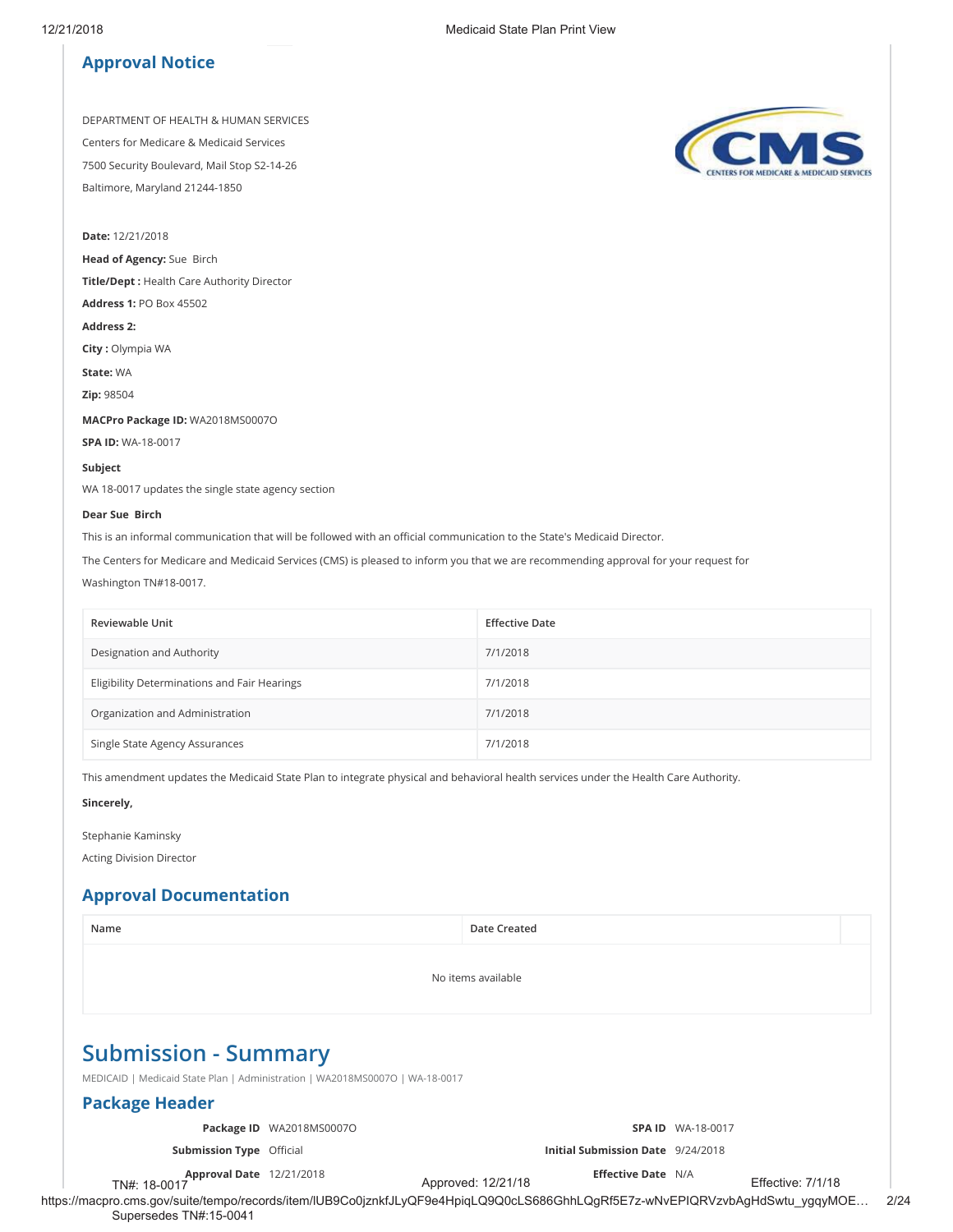## Approval Notice

DEPARTMENT OF HEALTH & HUMAN SERVICES

Centers for Medicare & Medicaid Services

7500 Security Boulevard, Mail Stop S2-14-26

Baltimore, Maryland 21244-1850

**Date:** 12/21/2018

**Head of Agency:** Sue Birch

**Title/Dept :** Health Care Authority Director

**Address 1:** PO Box 45502

**Address 2:**

**City :** Olympia WA

**State:** WA

**Zip:** 98504

**MACPro Package ID:** WA2018MS0007O

**SPA ID:** WA-18-0017

**Subject**

WA 18-0017 updates the single state agency section

**Dear Sue Birch**

This is an informal communication that will be followed with an official communication to the State's Medicaid Director.

The Centers for Medicare and Medicaid Services (CMS) is pleased to inform you that we are recommending approval for your request for Washington TN#18-0017.

| Reviewable Unit | Effective Date |
|---|---|
| Designation and Authority | 7/1/2018 |
| Eligibility Determinations and Fair Hearings | 7/1/2018 |
| Organization and Administration | 7/1/2018 |
| Single State Agency Assurances | 7/1/2018 |

This amendment updates the Medicaid State Plan to integrate physical and behavioral health services under the Health Care Authority.

**Sincerely,**

Stephanie Kaminsky

Acting Division Director

## Approval Documentation

| Name | Date Created |
|---|---|
| No items available | |

# Submission - Summary

MEDICAID | Medicaid State Plan | Administration | WA2018MS0007O | WA-18-0017

## Package Header

| | | | |
|---|---|---|---|
| **Package ID** | WA2018MS0007O | **SPA ID** | WA-18-0017 |
| **Submission Type** | Official | **Initial Submission Date** | 9/24/2018 |
| **Approval Date** | 12/21/2018 | **Effective Date** | N/A |

TN#: 18-0017 Approved: 12/21/18 Effective: 7/1/18
Supersedes TN#:15-0041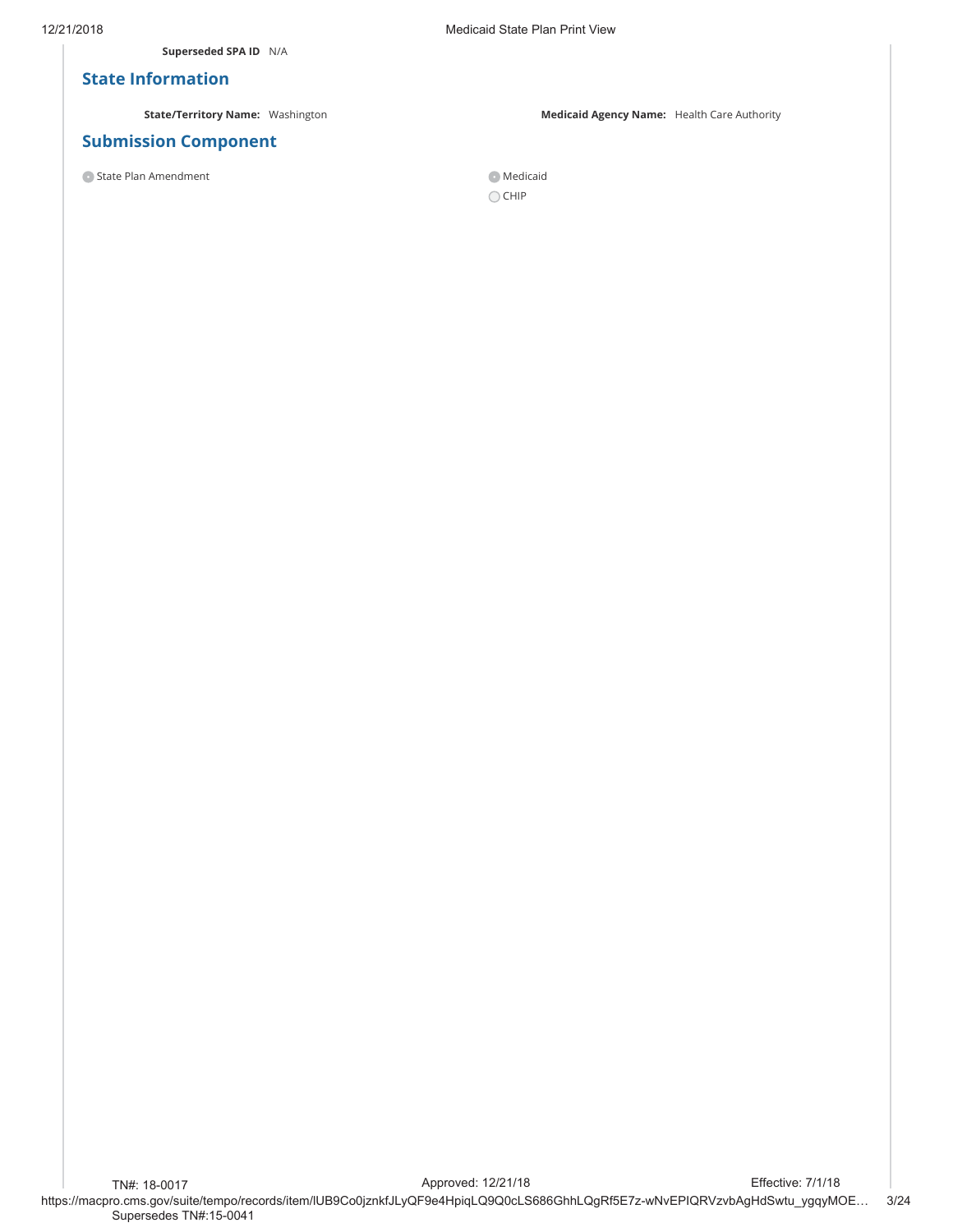**Superseded SPA ID** N/A

## State Information

**State/Territory Name:** Washington

**Medicaid Agency Name:** Health Care Authority

## Submission Component

- ● State Plan Amendment

- ● Medicaid
- ○ CHIP

TN#: 18-0017 Approved: 12/21/18 Effective: 7/1/18

Supersedes TN#:15-0041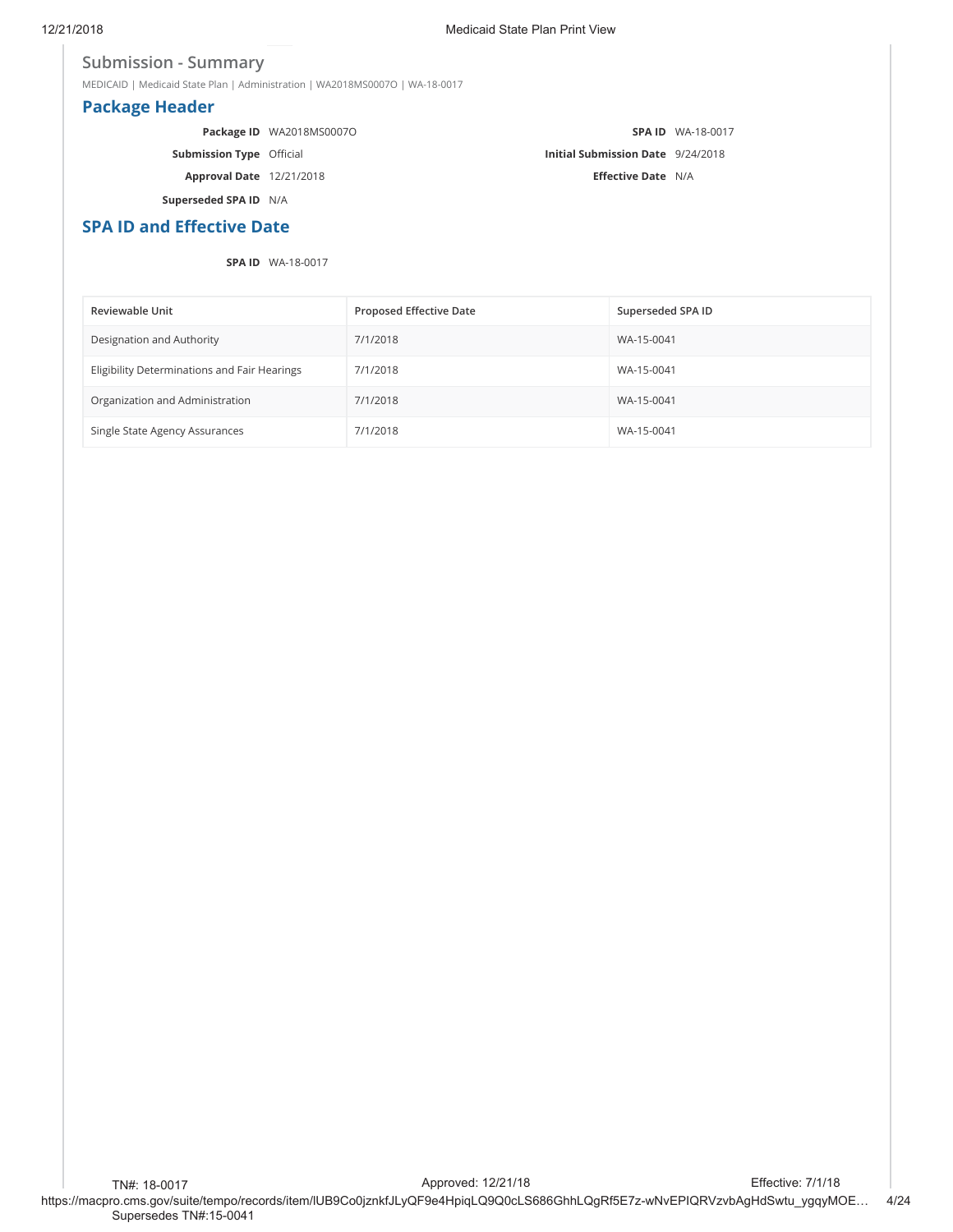## Submission - Summary

MEDICAID | Medicaid State Plan | Administration | WA2018MS0007O | WA-18-0017

## Package Header

**Package ID** WA2018MS0007O

**SPA ID** WA-18-0017

**Submission Type** Official

**Initial Submission Date** 9/24/2018

**Approval Date** 12/21/2018

**Effective Date** N/A

**Superseded SPA ID** N/A

## SPA ID and Effective Date

**SPA ID** WA-18-0017

| Reviewable Unit | Proposed Effective Date | Superseded SPA ID |
|---|---|---|
| Designation and Authority | 7/1/2018 | WA-15-0041 |
| Eligibility Determinations and Fair Hearings | 7/1/2018 | WA-15-0041 |
| Organization and Administration | 7/1/2018 | WA-15-0041 |
| Single State Agency Assurances | 7/1/2018 | WA-15-0041 |

TN#: 18-0017 Approved: 12/21/18 Effective: 7/1/18

Supersedes TN#:15-0041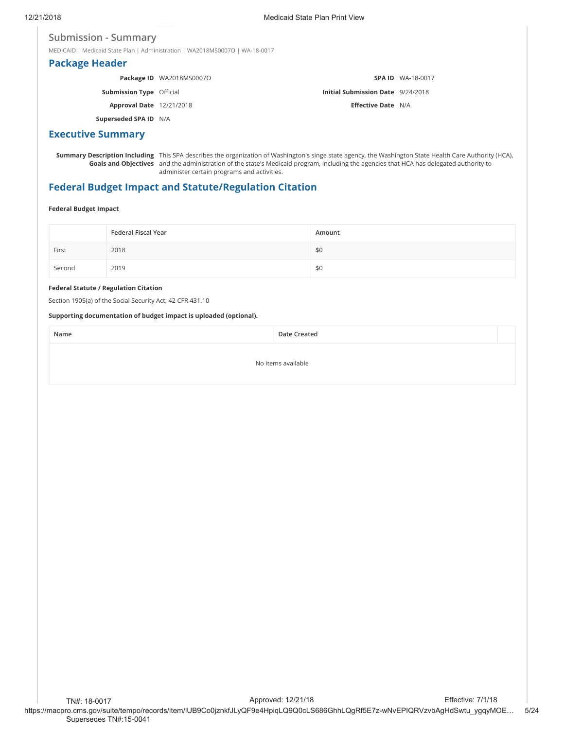## Submission - Summary

MEDICAID | Medicaid State Plan | Administration | WA2018MS0007O | WA-18-0017

## Package Header

**Package ID** WA2018MS0007O

**SPA ID** WA-18-0017

**Submission Type** Official

**Initial Submission Date** 9/24/2018

**Approval Date** 12/21/2018

**Effective Date** N/A

**Superseded SPA ID** N/A

## Executive Summary

**Summary Description Including Goals and Objectives** This SPA describes the organization of Washington's singe state agency, the Washington State Health Care Authority (HCA), and the administration of the state's Medicaid program, including the agencies that HCA has delegated authority to administer certain programs and activities.

## Federal Budget Impact and Statute/Regulation Citation

**Federal Budget Impact**

| | Federal Fiscal Year | Amount |
|---|---|---|
| First | 2018 | $0 |
| Second | 2019 | $0 |

**Federal Statute / Regulation Citation**

Section 1905(a) of the Social Security Act; 42 CFR 431.10

**Supporting documentation of budget impact is uploaded (optional).**

| Name | Date Created |
|---|---|
| No items available | |

TN#: 18-0017 Approved: 12/21/18 Effective: 7/1/18

Supersedes TN#:15-0041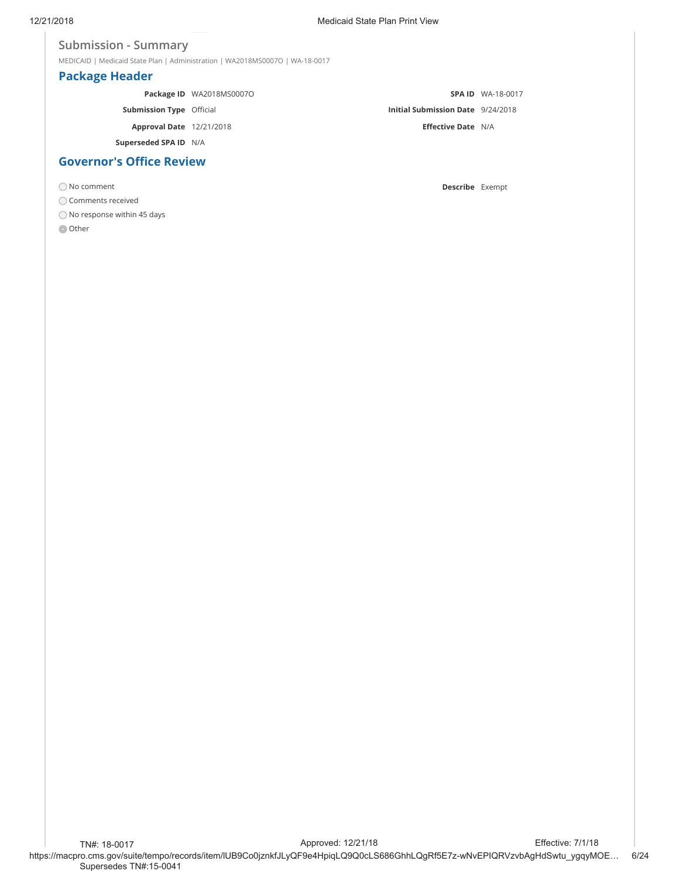## Submission - Summary

MEDICAID | Medicaid State Plan | Administration | WA2018MS0007O | WA-18-0017

### Package Header

| | | | |
|---|---|---|---|
| **Package ID** | WA2018MS0007O | **SPA ID** | WA-18-0017 |
| **Submission Type** | Official | **Initial Submission Date** | 9/24/2018 |
| **Approval Date** | 12/21/2018 | **Effective Date** | N/A |
| **Superseded SPA ID** | N/A | | |

### Governor's Office Review

- ◯ No comment
- ◯ Comments received
- ◯ No response within 45 days
- ◉ Other

**Describe** Exempt

TN#: 18-0017 Approved: 12/21/18 Effective: 7/1/18
Supersedes TN#:15-0041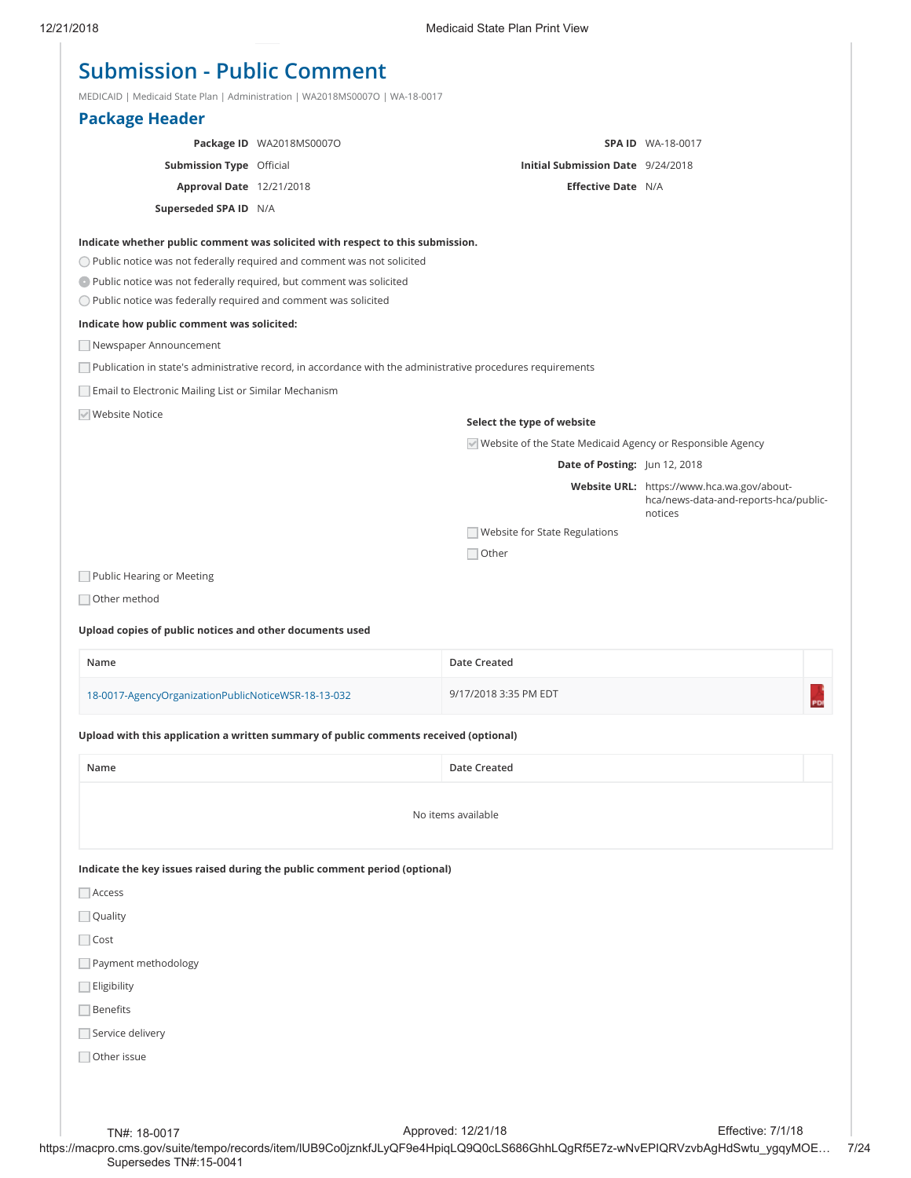# Submission - Public Comment

MEDICAID | Medicaid State Plan | Administration | WA2018MS0007O | WA-18-0017

## Package Header

| | | | |
|---|---|---|---|
| **Package ID** | WA2018MS0007O | **SPA ID** | WA-18-0017 |
| **Submission Type** | Official | **Initial Submission Date** | 9/24/2018 |
| **Approval Date** | 12/21/2018 | **Effective Date** | N/A |
| **Superseded SPA ID** | N/A | | |

**Indicate whether public comment was solicited with respect to this submission.**

- ○ Public notice was not federally required and comment was not solicited
- ● Public notice was not federally required, but comment was solicited
- ○ Public notice was federally required and comment was solicited

**Indicate how public comment was solicited:**

- ☐ Newspaper Announcement
- ☐ Publication in state's administrative record, in accordance with the administrative procedures requirements
- ☐ Email to Electronic Mailing List or Similar Mechanism
- ☑ Website Notice

**Select the type of website**

- ☑ Website of the State Medicaid Agency or Responsible Agency

  **Date of Posting:** Jun 12, 2018

  **Website URL:** https://www.hca.wa.gov/about-hca/news-data-and-reports-hca/public-notices

- ☐ Website for State Regulations
- ☐ Other

- ☐ Public Hearing or Meeting
- ☐ Other method

**Upload copies of public notices and other documents used**

| Name | Date Created |
|---|---|
| 18-0017-AgencyOrganizationPublicNoticeWSR-18-13-032 | 9/17/2018 3:35 PM EDT |

**Upload with this application a written summary of public comments received (optional)**

| Name | Date Created |
|---|---|
| No items available | |

**Indicate the key issues raised during the public comment period (optional)**

- ☐ Access
- ☐ Quality
- ☐ Cost
- ☐ Payment methodology
- ☐ Eligibility
- ☐ Benefits
- ☐ Service delivery
- ☐ Other issue

TN#: 18-0017 Approved: 12/21/18 Effective: 7/1/18

Supersedes TN#:15-0041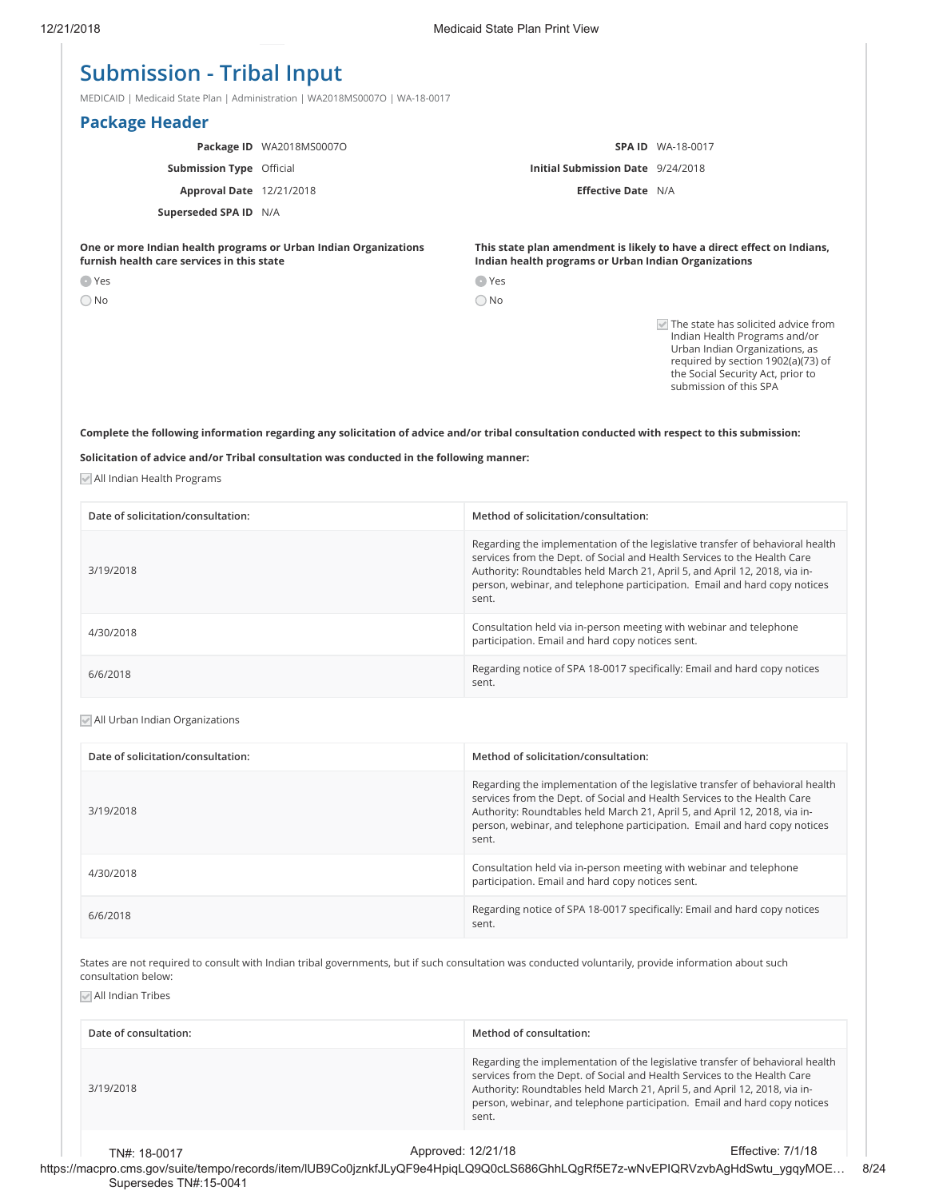# Submission - Tribal Input

MEDICAID | Medicaid State Plan | Administration | WA2018MS0007O | WA-18-0017

## Package Header

| | | | |
|---|---|---|---|
| **Package ID** | WA2018MS0007O | **SPA ID** | WA-18-0017 |
| **Submission Type** | Official | **Initial Submission Date** | 9/24/2018 |
| **Approval Date** | 12/21/2018 | **Effective Date** | N/A |
| **Superseded SPA ID** | N/A | | |

**One or more Indian health programs or Urban Indian Organizations furnish health care services in this state**

- (●) Yes
- ( ) No

**This state plan amendment is likely to have a direct effect on Indians, Indian health programs or Urban Indian Organizations**

- (●) Yes
- ( ) No

- [x] The state has solicited advice from Indian Health Programs and/or Urban Indian Organizations, as required by section 1902(a)(73) of the Social Security Act, prior to submission of this SPA

**Complete the following information regarding any solicitation of advice and/or tribal consultation conducted with respect to this submission:**

**Solicitation of advice and/or Tribal consultation was conducted in the following manner:**

- [x] All Indian Health Programs

| Date of solicitation/consultation: | Method of solicitation/consultation: |
|---|---|
| 3/19/2018 | Regarding the implementation of the legislative transfer of behavioral health services from the Dept. of Social and Health Services to the Health Care Authority: Roundtables held March 21, April 5, and April 12, 2018, via in-person, webinar, and telephone participation. Email and hard copy notices sent. |
| 4/30/2018 | Consultation held via in-person meeting with webinar and telephone participation. Email and hard copy notices sent. |
| 6/6/2018 | Regarding notice of SPA 18-0017 specifically: Email and hard copy notices sent. |

- [x] All Urban Indian Organizations

| Date of solicitation/consultation: | Method of solicitation/consultation: |
|---|---|
| 3/19/2018 | Regarding the implementation of the legislative transfer of behavioral health services from the Dept. of Social and Health Services to the Health Care Authority: Roundtables held March 21, April 5, and April 12, 2018, via in-person, webinar, and telephone participation. Email and hard copy notices sent. |
| 4/30/2018 | Consultation held via in-person meeting with webinar and telephone participation. Email and hard copy notices sent. |
| 6/6/2018 | Regarding notice of SPA 18-0017 specifically: Email and hard copy notices sent. |

States are not required to consult with Indian tribal governments, but if such consultation was conducted voluntarily, provide information about such consultation below:

- [x] All Indian Tribes

| Date of consultation: | Method of consultation: |
|---|---|
| 3/19/2018 | Regarding the implementation of the legislative transfer of behavioral health services from the Dept. of Social and Health Services to the Health Care Authority: Roundtables held March 21, April 5, and April 12, 2018, via in-person, webinar, and telephone participation. Email and hard copy notices sent. |

TN#: 18-0017 Approved: 12/21/18 Effective: 7/1/18
Supersedes TN#:15-0041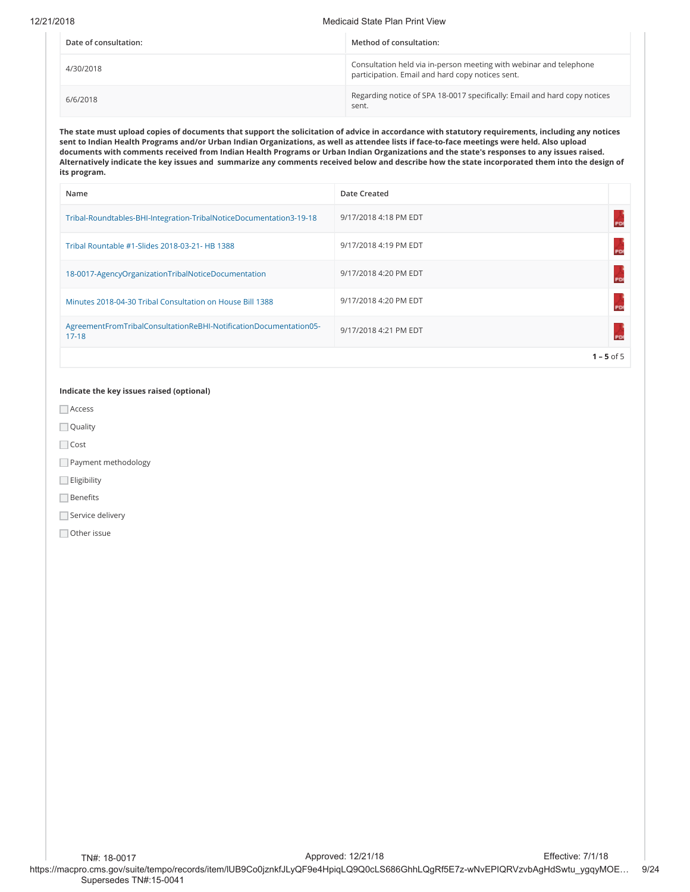| Date of consultation: | Method of consultation: |
|---|---|
| 4/30/2018 | Consultation held via in-person meeting with webinar and telephone participation. Email and hard copy notices sent. |
| 6/6/2018 | Regarding notice of SPA 18-0017 specifically: Email and hard copy notices sent. |

**The state must upload copies of documents that support the solicitation of advice in accordance with statutory requirements, including any notices sent to Indian Health Programs and/or Urban Indian Organizations, as well as attendee lists if face-to-face meetings were held. Also upload documents with comments received from Indian Health Programs or Urban Indian Organizations and the state's responses to any issues raised. Alternatively indicate the key issues and summarize any comments received below and describe how the state incorporated them into the design of its program.**

| Name | Date Created | |
|---|---|---|
| Tribal-Roundtables-BHI-Integration-TribalNoticeDocumentation3-19-18 | 9/17/2018 4:18 PM EDT | PDF |
| Tribal Rountable #1-Slides 2018-03-21- HB 1388 | 9/17/2018 4:19 PM EDT | PDF |
| 18-0017-AgencyOrganizationTribalNoticeDocumentation | 9/17/2018 4:20 PM EDT | PDF |
| Minutes 2018-04-30 Tribal Consultation on House Bill 1388 | 9/17/2018 4:20 PM EDT | PDF |
| AgreementFromTribalConsultationReBHI-NotificationDocumentation05-17-18 | 9/17/2018 4:21 PM EDT | PDF |

**1 – 5** of 5

**Indicate the key issues raised (optional)**

- ☐ Access
- ☐ Quality
- ☐ Cost
- ☐ Payment methodology
- ☐ Eligibility
- ☐ Benefits
- ☐ Service delivery
- ☐ Other issue

TN#: 18-0017 Approved: 12/21/18 Effective: 7/1/18
Supersedes TN#:15-0041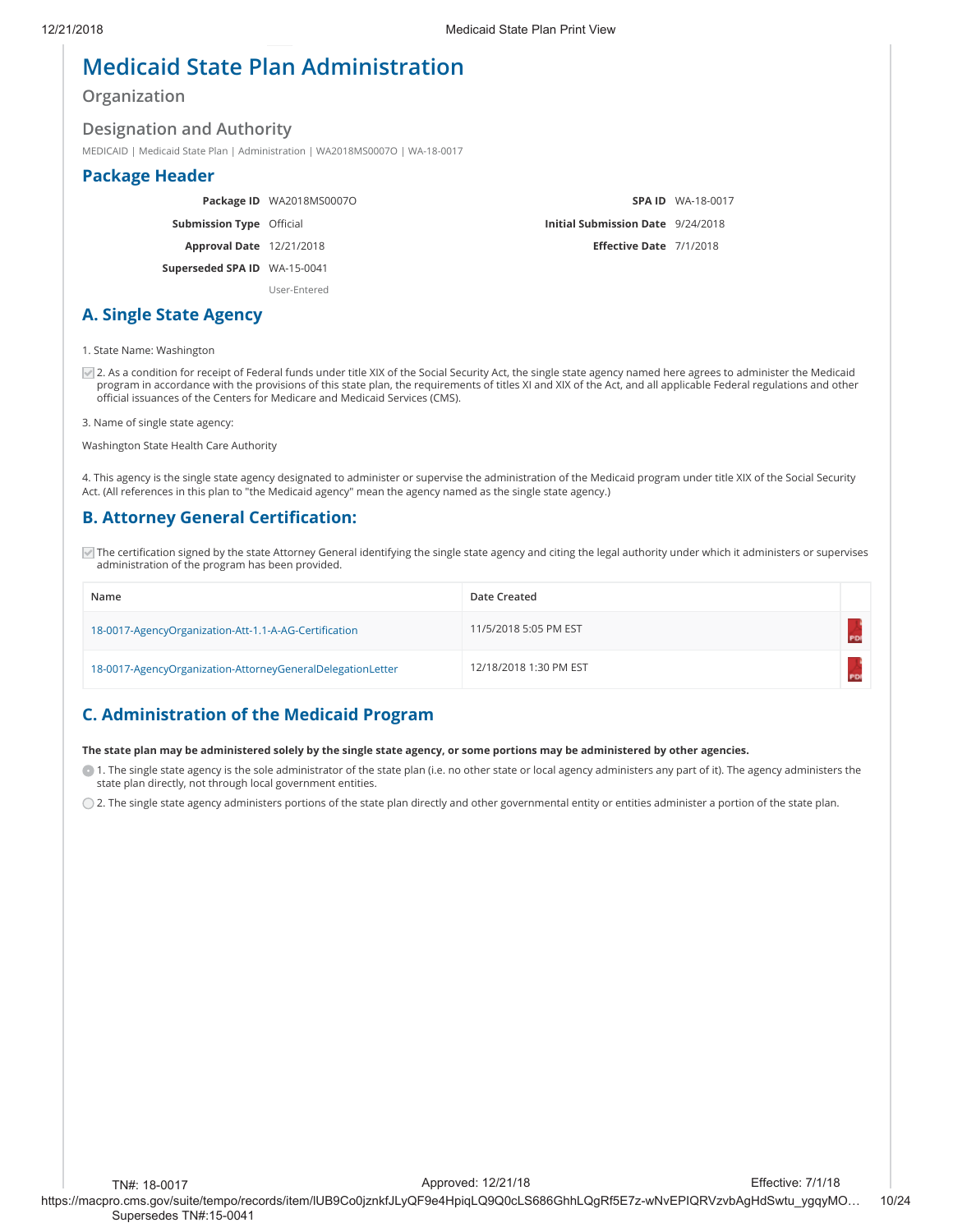# Medicaid State Plan Administration

## Organization

## Designation and Authority

MEDICAID | Medicaid State Plan | Administration | WA2018MS0007O | WA-18-0017

## Package Header

| | | | |
|---|---|---|---|
| **Package ID** | WA2018MS0007O | **SPA ID** | WA-18-0017 |
| **Submission Type** | Official | **Initial Submission Date** | 9/24/2018 |
| **Approval Date** | 12/21/2018 | **Effective Date** | 7/1/2018 |
| **Superseded SPA ID** | WA-15-0041 | | |
| | User-Entered | | |

## A. Single State Agency

1. State Name: Washington

☑ 2. As a condition for receipt of Federal funds under title XIX of the Social Security Act, the single state agency named here agrees to administer the Medicaid program in accordance with the provisions of this state plan, the requirements of titles XI and XIX of the Act, and all applicable Federal regulations and other official issuances of the Centers for Medicare and Medicaid Services (CMS).

3. Name of single state agency:

Washington State Health Care Authority

4. This agency is the single state agency designated to administer or supervise the administration of the Medicaid program under title XIX of the Social Security Act. (All references in this plan to "the Medicaid agency" mean the agency named as the single state agency.)

## B. Attorney General Certification:

☑ The certification signed by the state Attorney General identifying the single state agency and citing the legal authority under which it administers or supervises administration of the program has been provided.

| Name | Date Created | |
|---|---|---|
| 18-0017-AgencyOrganization-Att-1.1-A-AG-Certification | 11/5/2018 5:05 PM EST | PDF |
| 18-0017-AgencyOrganization-AttorneyGeneralDelegationLetter | 12/18/2018 1:30 PM EST | PDF |

## C. Administration of the Medicaid Program

**The state plan may be administered solely by the single state agency, or some portions may be administered by other agencies.**

◉ 1. The single state agency is the sole administrator of the state plan (i.e. no other state or local agency administers any part of it). The agency administers the state plan directly, not through local government entities.

○ 2. The single state agency administers portions of the state plan directly and other governmental entity or entities administer a portion of the state plan.

TN#: 18-0017 Approved: 12/21/18 Effective: 7/1/18
Supersedes TN#:15-0041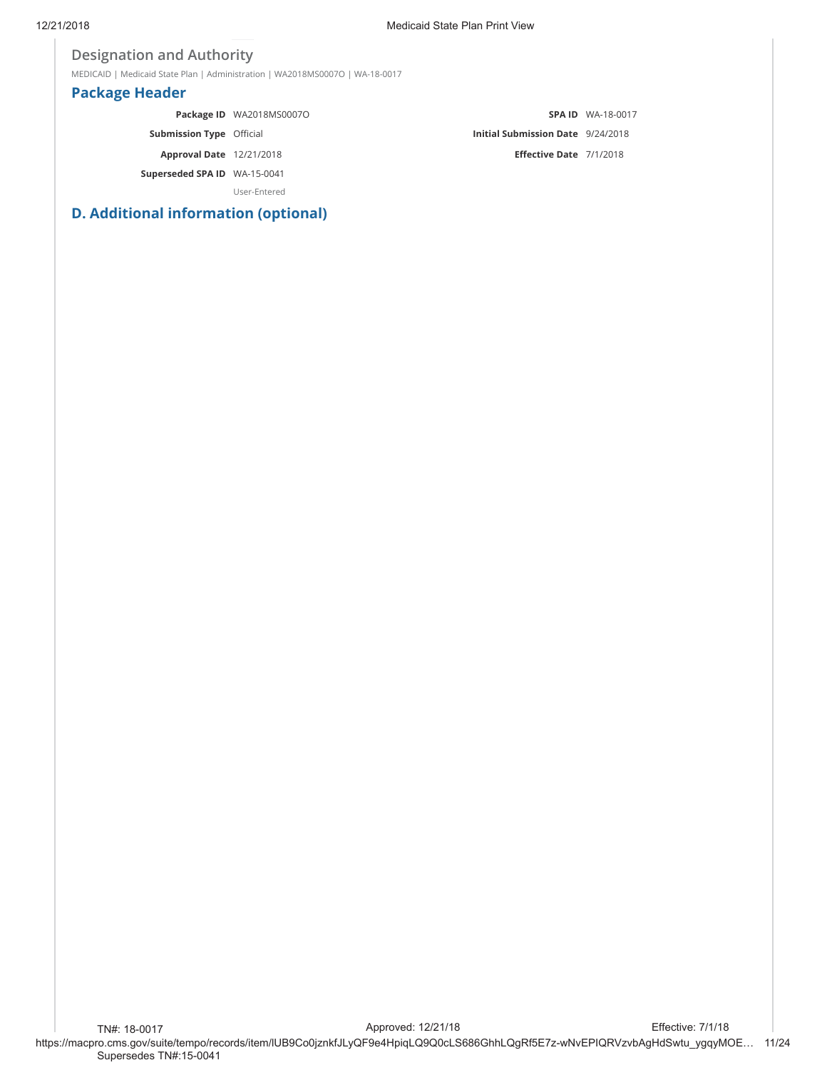## Designation and Authority

MEDICAID | Medicaid State Plan | Administration | WA2018MS0007O | WA-18-0017

### Package Header

| | | | |
|---|---|---|---|
| **Package ID** | WA2018MS0007O | **SPA ID** | WA-18-0017 |
| **Submission Type** | Official | **Initial Submission Date** | 9/24/2018 |
| **Approval Date** | 12/21/2018 | **Effective Date** | 7/1/2018 |
| **Superseded SPA ID** | WA-15-0041 | | |
| | User-Entered | | |

### D. Additional information (optional)

TN#: 18-0017 Approved: 12/21/18 Effective: 7/1/18
Supersedes TN#:15-0041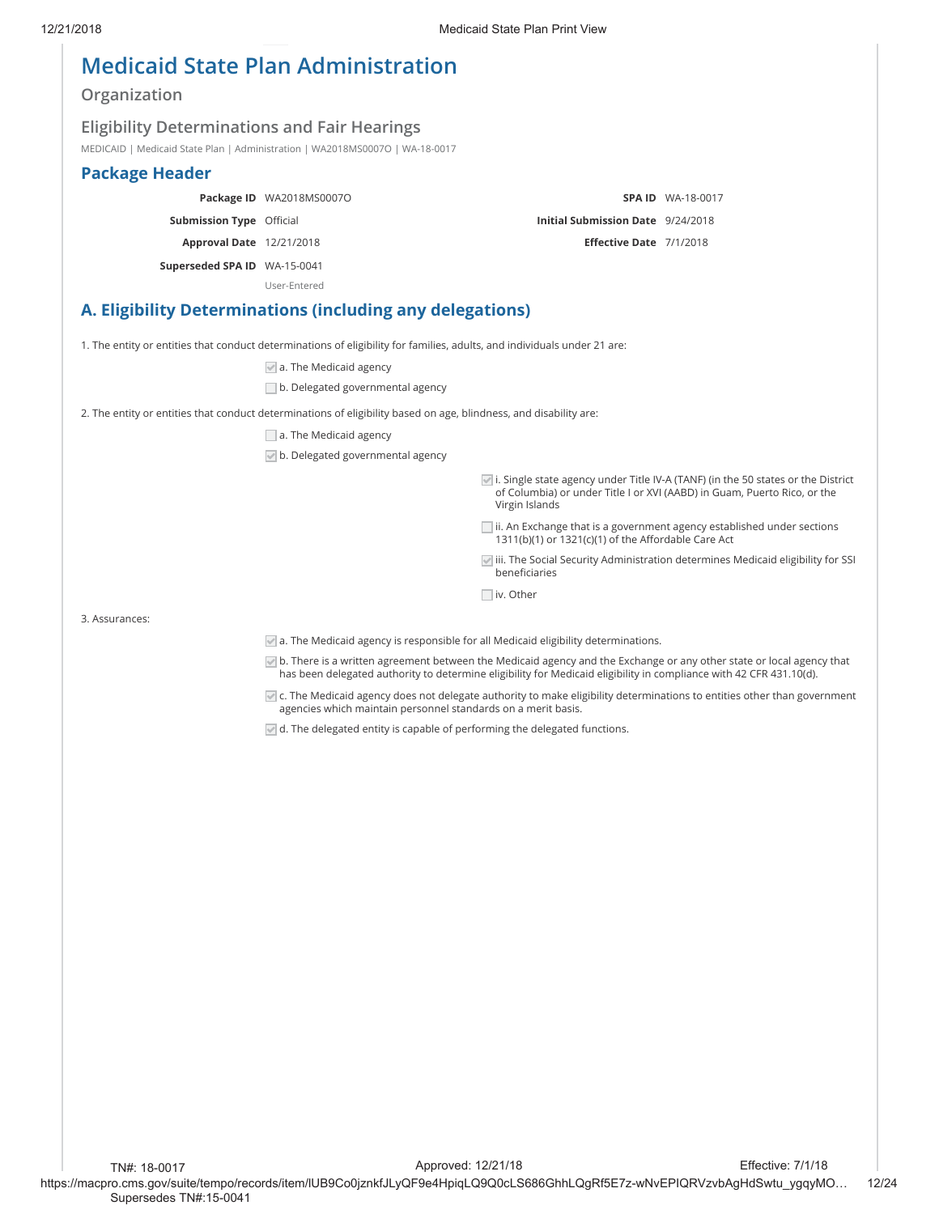# Medicaid State Plan Administration

## Organization

### Eligibility Determinations and Fair Hearings

MEDICAID | Medicaid State Plan | Administration | WA2018MS0007O | WA-18-0017

## Package Header

| | | | |
|---|---|---|---|
| **Package ID** | WA2018MS0007O | **SPA ID** | WA-18-0017 |
| **Submission Type** | Official | **Initial Submission Date** | 9/24/2018 |
| **Approval Date** | 12/21/2018 | **Effective Date** | 7/1/2018 |
| **Superseded SPA ID** | WA-15-0041<br>User-Entered | | |

## A. Eligibility Determinations (including any delegations)

1. The entity or entities that conduct determinations of eligibility for families, adults, and individuals under 21 are:

- [x] a. The Medicaid agency
- [ ] b. Delegated governmental agency

2. The entity or entities that conduct determinations of eligibility based on age, blindness, and disability are:

- [ ] a. The Medicaid agency
- [x] b. Delegated governmental agency
  - [x] i. Single state agency under Title IV-A (TANF) (in the 50 states or the District of Columbia) or under Title I or XVI (AABD) in Guam, Puerto Rico, or the Virgin Islands
  - [ ] ii. An Exchange that is a government agency established under sections 1311(b)(1) or 1321(c)(1) of the Affordable Care Act
  - [x] iii. The Social Security Administration determines Medicaid eligibility for SSI beneficiaries
  - [ ] iv. Other

3. Assurances:

- [x] a. The Medicaid agency is responsible for all Medicaid eligibility determinations.
- [x] b. There is a written agreement between the Medicaid agency and the Exchange or any other state or local agency that has been delegated authority to determine eligibility for Medicaid eligibility in compliance with 42 CFR 431.10(d).
- [x] c. The Medicaid agency does not delegate authority to make eligibility determinations to entities other than government agencies which maintain personnel standards on a merit basis.
- [x] d. The delegated entity is capable of performing the delegated functions.

TN#: 18-0017 Approved: 12/21/18 Effective: 7/1/18
Supersedes TN#:15-0041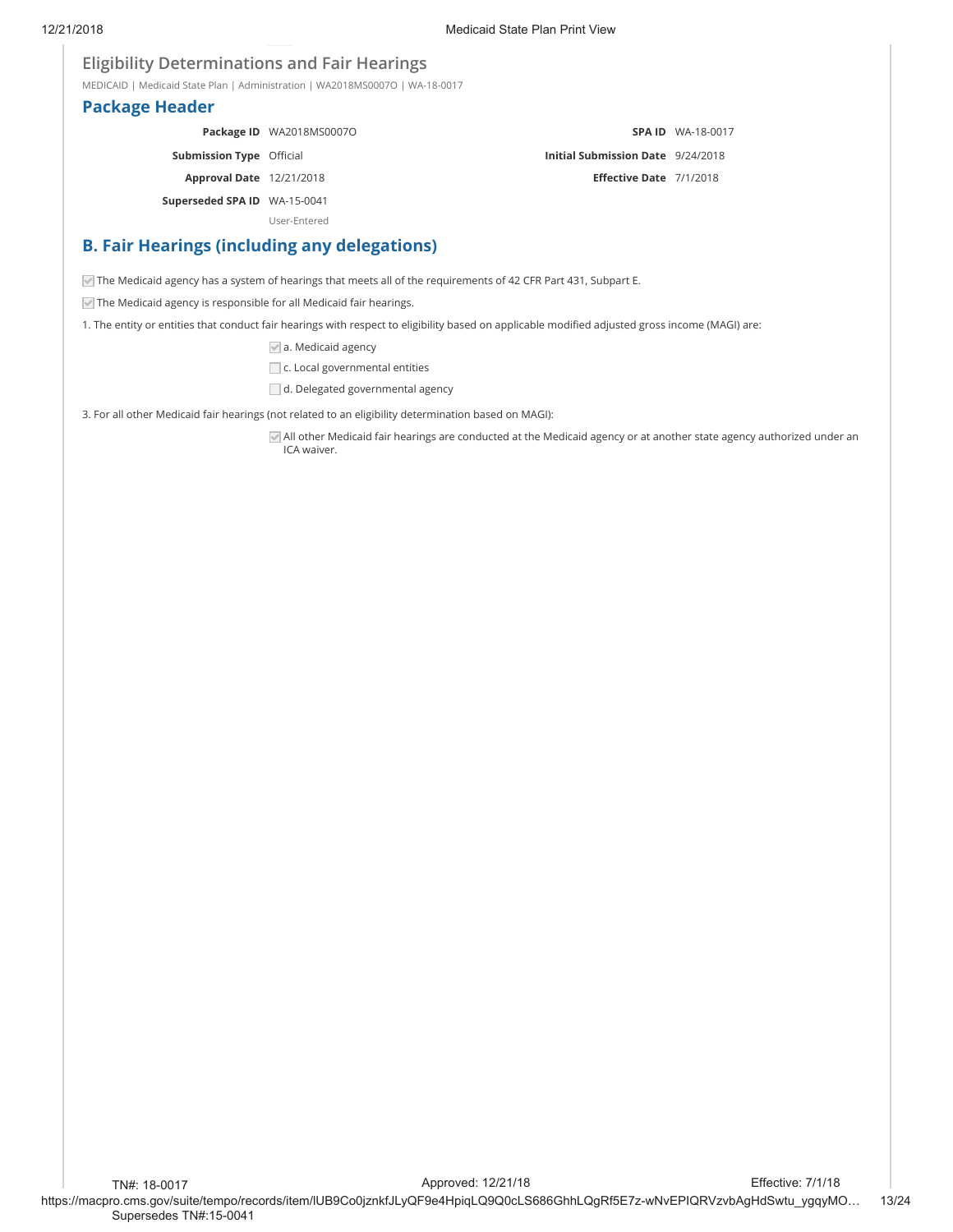## Eligibility Determinations and Fair Hearings

MEDICAID | Medicaid State Plan | Administration | WA2018MS0007O | WA-18-0017

## Package Header

| | | | |
|---|---|---|---|
| **Package ID** | WA2018MS0007O | **SPA ID** | WA-18-0017 |
| **Submission Type** | Official | **Initial Submission Date** | 9/24/2018 |
| **Approval Date** | 12/21/2018 | **Effective Date** | 7/1/2018 |
| **Superseded SPA ID** | WA-15-0041 | | |
| | User-Entered | | |

## B. Fair Hearings (including any delegations)

- [x] The Medicaid agency has a system of hearings that meets all of the requirements of 42 CFR Part 431, Subpart E.
- [x] The Medicaid agency is responsible for all Medicaid fair hearings.

1. The entity or entities that conduct fair hearings with respect to eligibility based on applicable modified adjusted gross income (MAGI) are:

   - [x] a. Medicaid agency
   - [ ] c. Local governmental entities
   - [ ] d. Delegated governmental agency

3. For all other Medicaid fair hearings (not related to an eligibility determination based on MAGI):

   - [x] All other Medicaid fair hearings are conducted at the Medicaid agency or at another state agency authorized under an ICA waiver.

TN#: 18-0017 Approved: 12/21/18 Effective: 7/1/18

Supersedes TN#:15-0041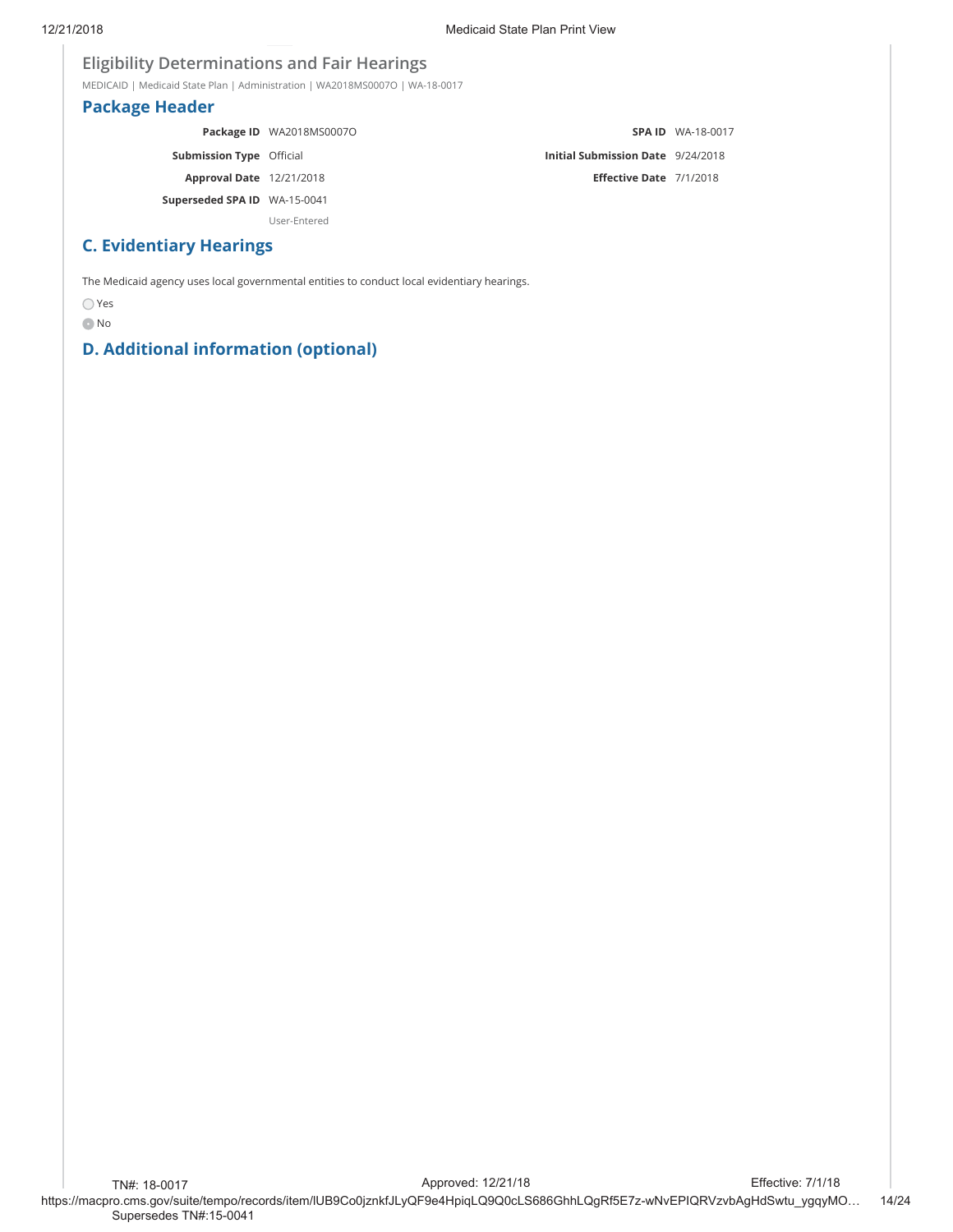## Eligibility Determinations and Fair Hearings

MEDICAID | Medicaid State Plan | Administration | WA2018MS0007O | WA-18-0017

### Package Header

| | | | |
|---|---|---|---|
| **Package ID** | WA2018MS0007O | **SPA ID** | WA-18-0017 |
| **Submission Type** | Official | **Initial Submission Date** | 9/24/2018 |
| **Approval Date** | 12/21/2018 | **Effective Date** | 7/1/2018 |
| **Superseded SPA ID** | WA-15-0041 | | |
| | User-Entered | | |

### C. Evidentiary Hearings

The Medicaid agency uses local governmental entities to conduct local evidentiary hearings.

- ○ Yes
- ● No

### D. Additional information (optional)

TN#: 18-0017 Approved: 12/21/18 Effective: 7/1/18

Supersedes TN#:15-0041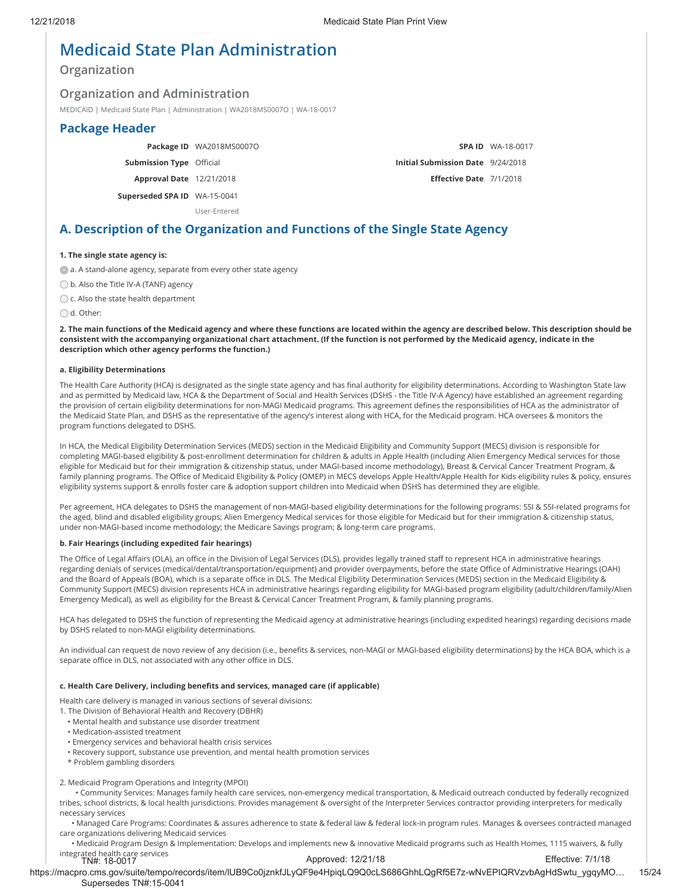# Medicaid State Plan Administration

## Organization

## Organization and Administration

MEDICAID | Medicaid State Plan | Administration | WA2018MS0007O | WA-18-0017

## Package Header

| | | | |
|---|---|---|---|
| **Package ID** | WA2018MS0007O | **SPA ID** | WA-18-0017 |
| **Submission Type** | Official | **Initial Submission Date** | 9/24/2018 |
| **Approval Date** | 12/21/2018 | **Effective Date** | 7/1/2018 |
| **Superseded SPA ID** | WA-15-0041 | | |
| | User-Entered | | |

## A. Description of the Organization and Functions of the Single State Agency

**1. The single state agency is:**

- (selected) a. A stand-alone agency, separate from every other state agency
- b. Also the Title IV-A (TANF) agency
- c. Also the state health department
- d. Other:

**2. The main functions of the Medicaid agency and where these functions are located within the agency are described below. This description should be consistent with the accompanying organizational chart attachment. (If the function is not performed by the Medicaid agency, indicate in the description which other agency performs the function.)**

**a. Eligibility Determinations**

The Health Care Authority (HCA) is designated as the single state agency and has final authority for eligibility determinations. According to Washington State law and as permitted by Medicaid law, HCA & the Department of Social and Health Services (DSHS - the Title IV-A Agency) have established an agreement regarding the provision of certain eligibility determinations for non-MAGI Medicaid programs. This agreement defines the responsibilities of HCA as the administrator of the Medicaid State Plan, and DSHS as the representative of the agency's interest along with HCA, for the Medicaid program. HCA oversees & monitors the program functions delegated to DSHS.

In HCA, the Medical Eligibility Determination Services (MEDS) section in the Medicaid Eligibility and Community Support (MECS) division is responsible for completing MAGI-based eligibility & post-enrollment determination for children & adults in Apple Health (including Alien Emergency Medical services for those eligible for Medicaid but for their immigration & citizenship status, under MAGI-based income methodology), Breast & Cervical Cancer Treatment Program, & family planning programs. The Office of Medicaid Eligibility & Policy (OMEP) in MECS develops Apple Health/Apple Health for Kids eligibility rules & policy, ensures eligibility systems support & enrolls foster care & adoption support children into Medicaid when DSHS has determined they are eligible.

Per agreement, HCA delegates to DSHS the management of non-MAGI-based eligibility determinations for the following programs: SSI & SSI-related programs for the aged, blind and disabled eligibility groups; Alien Emergency Medical services for those eligible for Medicaid but for their immigration & citizenship status, under non-MAGI-based income methodology; the Medicare Savings program; & long-term care programs.

**b. Fair Hearings (including expedited fair hearings)**

The Office of Legal Affairs (OLA), an office in the Division of Legal Services (DLS), provides legally trained staff to represent HCA in administrative hearings regarding denials of services (medical/dental/transportation/equipment) and provider overpayments, before the state Office of Administrative Hearings (OAH) and the Board of Appeals (BOA), which is a separate office in DLS. The Medical Eligibility Determination Services (MEDS) section in the Medicaid Eligibility & Community Support (MECS) division represents HCA in administrative hearings regarding eligibility for MAGI-based program eligibility (adult/children/family/Alien Emergency Medical), as well as eligibility for the Breast & Cervical Cancer Treatment Program, & family planning programs.

HCA has delegated to DSHS the function of representing the Medicaid agency at administrative hearings (including expedited hearings) regarding decisions made by DSHS related to non-MAGI eligibility determinations.

An individual can request de novo review of any decision (i.e., benefits & services, non-MAGI or MAGI-based eligibility determinations) by the HCA BOA, which is a separate office in DLS, not associated with any other office in DLS.

**c. Health Care Delivery, including benefits and services, managed care (if applicable)**

Health care delivery is managed in various sections of several divisions:

1. The Division of Behavioral Health and Recovery (DBHR)
   - Mental health and substance use disorder treatment
   - Medication-assisted treatment
   - Emergency services and behavioral health crisis services
   - Recovery support, substance use prevention, and mental health promotion services
   * Problem gambling disorders

2. Medicaid Program Operations and Integrity (MPOI)
   - Community Services: Manages family health care services, non-emergency medical transportation, & Medicaid outreach conducted by federally recognized tribes, school districts, & local health jurisdictions. Provides management & oversight of the Interpreter Services contractor providing interpreters for medically necessary services
   - Managed Care Programs: Coordinates & assures adherence to state & federal law & federal lock-in program rules. Manages & oversees contracted managed care organizations delivering Medicaid services
   - Medicaid Program Design & Implementation: Develops and implements new & innovative Medicaid programs such as Health Homes, 1115 waivers, & fully integrated health care services

TN#: 18-0017 Approved: 12/21/18 Effective: 7/1/18
Supersedes TN#:15-0041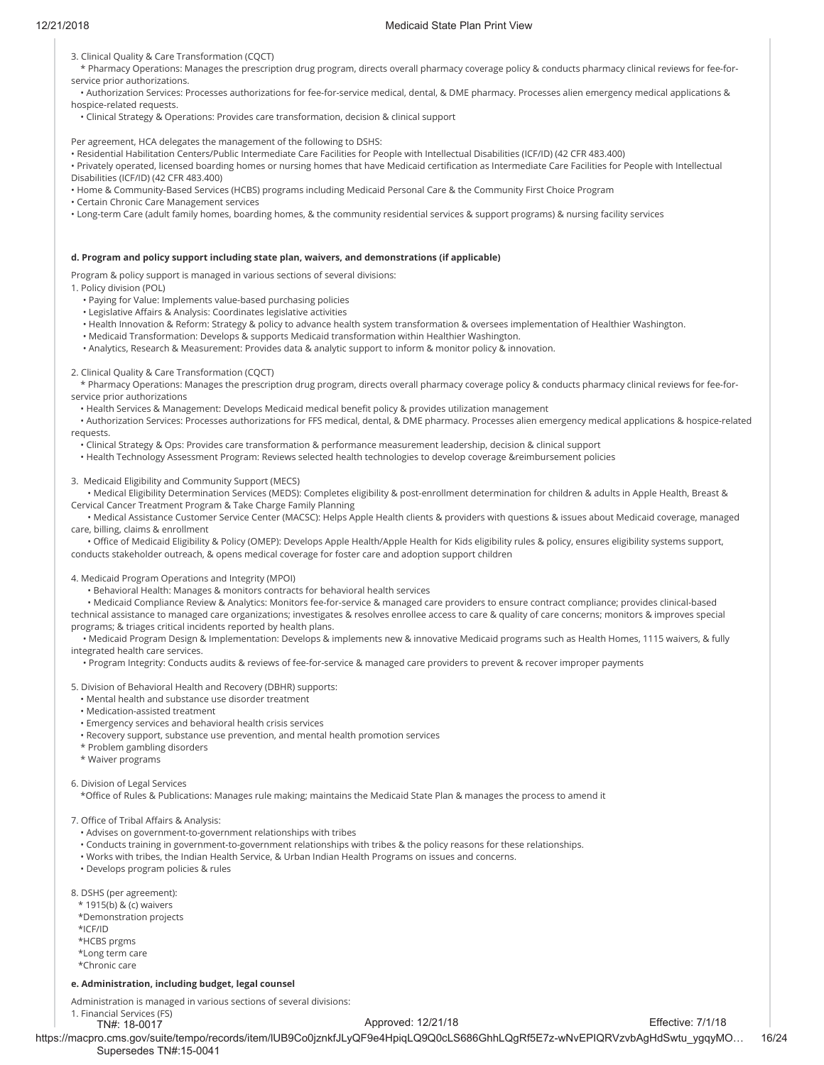3. Clinical Quality & Care Transformation (CQCT)

* Pharmacy Operations: Manages the prescription drug program, directs overall pharmacy coverage policy & conducts pharmacy clinical reviews for fee-for-service prior authorizations.
• Authorization Services: Processes authorizations for fee-for-service medical, dental, & DME pharmacy. Processes alien emergency medical applications & hospice-related requests.
• Clinical Strategy & Operations: Provides care transformation, decision & clinical support

Per agreement, HCA delegates the management of the following to DSHS:

• Residential Habilitation Centers/Public Intermediate Care Facilities for People with Intellectual Disabilities (ICF/ID) (42 CFR 483.400)
• Privately operated, licensed boarding homes or nursing homes that have Medicaid certification as Intermediate Care Facilities for People with Intellectual Disabilities (ICF/ID) (42 CFR 483.400)
• Home & Community-Based Services (HCBS) programs including Medicaid Personal Care & the Community First Choice Program
• Certain Chronic Care Management services
• Long-term Care (adult family homes, boarding homes, & the community residential services & support programs) & nursing facility services

**d. Program and policy support including state plan, waivers, and demonstrations (if applicable)**

Program & policy support is managed in various sections of several divisions:

1. Policy division (POL)
• Paying for Value: Implements value-based purchasing policies
• Legislative Affairs & Analysis: Coordinates legislative activities
• Health Innovation & Reform: Strategy & policy to advance health system transformation & oversees implementation of Healthier Washington.
• Medicaid Transformation: Develops & supports Medicaid transformation within Healthier Washington.
• Analytics, Research & Measurement: Provides data & analytic support to inform & monitor policy & innovation.

2. Clinical Quality & Care Transformation (CQCT)
* Pharmacy Operations: Manages the prescription drug program, directs overall pharmacy coverage policy & conducts pharmacy clinical reviews for fee-for-service prior authorizations
• Health Services & Management: Develops Medicaid medical benefit policy & provides utilization management
• Authorization Services: Processes authorizations for FFS medical, dental, & DME pharmacy. Processes alien emergency medical applications & hospice-related requests.
• Clinical Strategy & Ops: Provides care transformation & performance measurement leadership, decision & clinical support
• Health Technology Assessment Program: Reviews selected health technologies to develop coverage &reimbursement policies

3. Medicaid Eligibility and Community Support (MECS)
• Medical Eligibility Determination Services (MEDS): Completes eligibility & post-enrollment determination for children & adults in Apple Health, Breast & Cervical Cancer Treatment Program & Take Charge Family Planning
• Medical Assistance Customer Service Center (MACSC): Helps Apple Health clients & providers with questions & issues about Medicaid coverage, managed care, billing, claims & enrollment
• Office of Medicaid Eligibility & Policy (OMEP): Develops Apple Health/Apple Health for Kids eligibility rules & policy, ensures eligibility systems support, conducts stakeholder outreach, & opens medical coverage for foster care and adoption support children

4. Medicaid Program Operations and Integrity (MPOI)
• Behavioral Health: Manages & monitors contracts for behavioral health services
• Medicaid Compliance Review & Analytics: Monitors fee-for-service & managed care providers to ensure contract compliance; provides clinical-based technical assistance to managed care organizations; investigates & resolves enrollee access to care & quality of care concerns; monitors & improves special programs; & triages critical incidents reported by health plans.
• Medicaid Program Design & Implementation: Develops & implements new & innovative Medicaid programs such as Health Homes, 1115 waivers, & fully integrated health care services.
• Program Integrity: Conducts audits & reviews of fee-for-service & managed care providers to prevent & recover improper payments

5. Division of Behavioral Health and Recovery (DBHR) supports:
• Mental health and substance use disorder treatment
• Medication-assisted treatment
• Emergency services and behavioral health crisis services
• Recovery support, substance use prevention, and mental health promotion services
* Problem gambling disorders
* Waiver programs

6. Division of Legal Services
*Office of Rules & Publications: Manages rule making; maintains the Medicaid State Plan & manages the process to amend it

7. Office of Tribal Affairs & Analysis:
• Advises on government-to-government relationships with tribes
• Conducts training in government-to-government relationships with tribes & the policy reasons for these relationships.
• Works with tribes, the Indian Health Service, & Urban Indian Health Programs on issues and concerns.
• Develops program policies & rules

8. DSHS (per agreement):
* 1915(b) & (c) waivers
*Demonstration projects
*ICF/ID
*HCBS prgms
*Long term care
*Chronic care

**e. Administration, including budget, legal counsel**

Administration is managed in various sections of several divisions:

1. Financial Services (FS)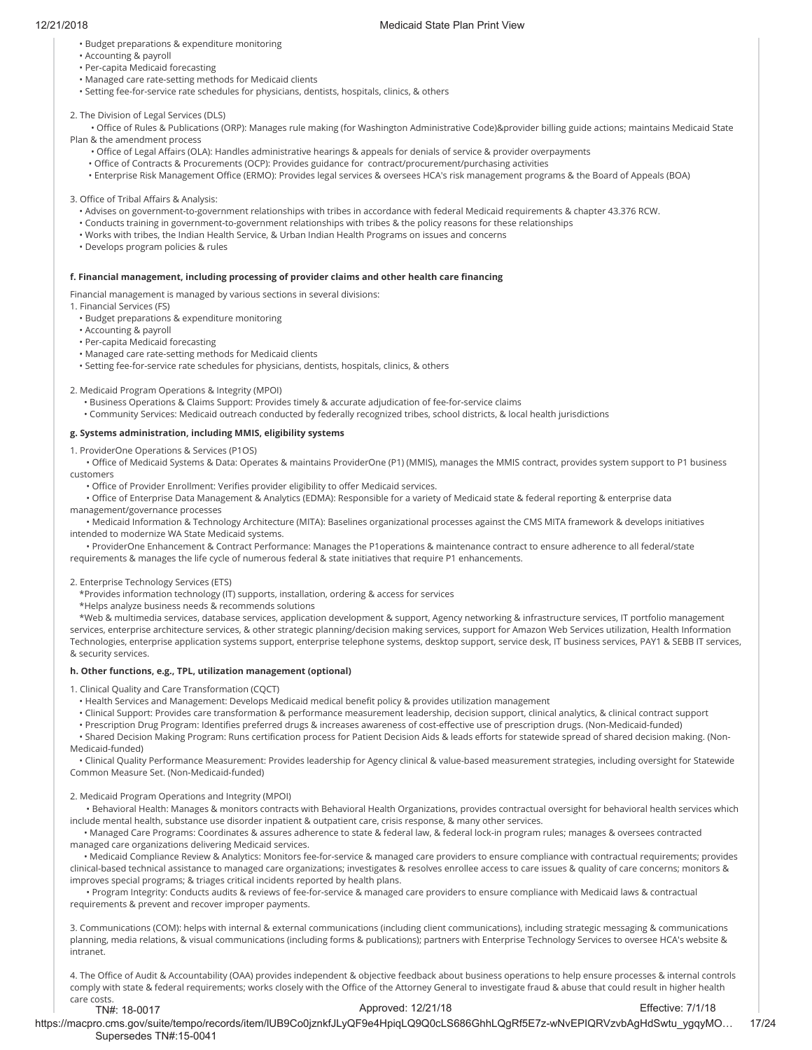- Budget preparations & expenditure monitoring
- Accounting & payroll
- Per-capita Medicaid forecasting
- Managed care rate-setting methods for Medicaid clients
- Setting fee-for-service rate schedules for physicians, dentists, hospitals, clinics, & others

2. The Division of Legal Services (DLS)
   - Office of Rules & Publications (ORP): Manages rule making (for Washington Administrative Code)&provider billing guide actions; maintains Medicaid State Plan & the amendment process
   - Office of Legal Affairs (OLA): Handles administrative hearings & appeals for denials of service & provider overpayments
   - Office of Contracts & Procurements (OCP): Provides guidance for contract/procurement/purchasing activities
   - Enterprise Risk Management Office (ERMO): Provides legal services & oversees HCA's risk management programs & the Board of Appeals (BOA)

3. Office of Tribal Affairs & Analysis:
   - Advises on government-to-government relationships with tribes in accordance with federal Medicaid requirements & chapter 43.376 RCW.
   - Conducts training in government-to-government relationships with tribes & the policy reasons for these relationships
   - Works with tribes, the Indian Health Service, & Urban Indian Health Programs on issues and concerns
   - Develops program policies & rules

**f. Financial management, including processing of provider claims and other health care financing**

Financial management is managed by various sections in several divisions:

1. Financial Services (FS)
   - Budget preparations & expenditure monitoring
   - Accounting & payroll
   - Per-capita Medicaid forecasting
   - Managed care rate-setting methods for Medicaid clients
   - Setting fee-for-service rate schedules for physicians, dentists, hospitals, clinics, & others

2. Medicaid Program Operations & Integrity (MPOI)
   - Business Operations & Claims Support: Provides timely & accurate adjudication of fee-for-service claims
   - Community Services: Medicaid outreach conducted by federally recognized tribes, school districts, & local health jurisdictions

**g. Systems administration, including MMIS, eligibility systems**

1. ProviderOne Operations & Services (P1OS)
   - Office of Medicaid Systems & Data: Operates & maintains ProviderOne (P1) (MMIS), manages the MMIS contract, provides system support to P1 business customers
   - Office of Provider Enrollment: Verifies provider eligibility to offer Medicaid services.
   - Office of Enterprise Data Management & Analytics (EDMA): Responsible for a variety of Medicaid state & federal reporting & enterprise data management/governance processes
   - Medicaid Information & Technology Architecture (MITA): Baselines organizational processes against the CMS MITA framework & develops initiatives intended to modernize WA State Medicaid systems.
   - ProviderOne Enhancement & Contract Performance: Manages the P1operations & maintenance contract to ensure adherence to all federal/state requirements & manages the life cycle of numerous federal & state initiatives that require P1 enhancements.

2. Enterprise Technology Services (ETS)
   *Provides information technology (IT) supports, installation, ordering & access for services
   *Helps analyze business needs & recommends solutions
   *Web & multimedia services, database services, application development & support, Agency networking & infrastructure services, IT portfolio management services, enterprise architecture services, & other strategic planning/decision making services, support for Amazon Web Services utilization, Health Information Technologies, enterprise application systems support, enterprise telephone systems, desktop support, service desk, IT business services, PAY1 & SEBB IT services, & security services.

**h. Other functions, e.g., TPL, utilization management (optional)**

1. Clinical Quality and Care Transformation (CQCT)
   - Health Services and Management: Develops Medicaid medical benefit policy & provides utilization management
   - Clinical Support: Provides care transformation & performance measurement leadership, decision support, clinical analytics, & clinical contract support
   - Prescription Drug Program: Identifies preferred drugs & increases awareness of cost-effective use of prescription drugs. (Non-Medicaid-funded)
   - Shared Decision Making Program: Runs certification process for Patient Decision Aids & leads efforts for statewide spread of shared decision making. (Non-Medicaid-funded)
   - Clinical Quality Performance Measurement: Provides leadership for Agency clinical & value-based measurement strategies, including oversight for Statewide Common Measure Set. (Non-Medicaid-funded)

2. Medicaid Program Operations and Integrity (MPOI)
   - Behavioral Health: Manages & monitors contracts with Behavioral Health Organizations, provides contractual oversight for behavioral health services which include mental health, substance use disorder inpatient & outpatient care, crisis response, & many other services.
   - Managed Care Programs: Coordinates & assures adherence to state & federal law, & federal lock-in program rules; manages & oversees contracted managed care organizations delivering Medicaid services.
   - Medicaid Compliance Review & Analytics: Monitors fee-for-service & managed care providers to ensure compliance with contractual requirements; provides clinical-based technical assistance to managed care organizations; investigates & resolves enrollee access to care issues & quality of care concerns; monitors & improves special programs; & triages critical incidents reported by health plans.
   - Program Integrity: Conducts audits & reviews of fee-for-service & managed care providers to ensure compliance with Medicaid laws & contractual requirements & prevent and recover improper payments.

3. Communications (COM): helps with internal & external communications (including client communications), including strategic messaging & communications planning, media relations, & visual communications (including forms & publications); partners with Enterprise Technology Services to oversee HCA's website & intranet.

4. The Office of Audit & Accountability (OAA) provides independent & objective feedback about business operations to help ensure processes & internal controls comply with state & federal requirements; works closely with the Office of the Attorney General to investigate fraud & abuse that could result in higher health care costs.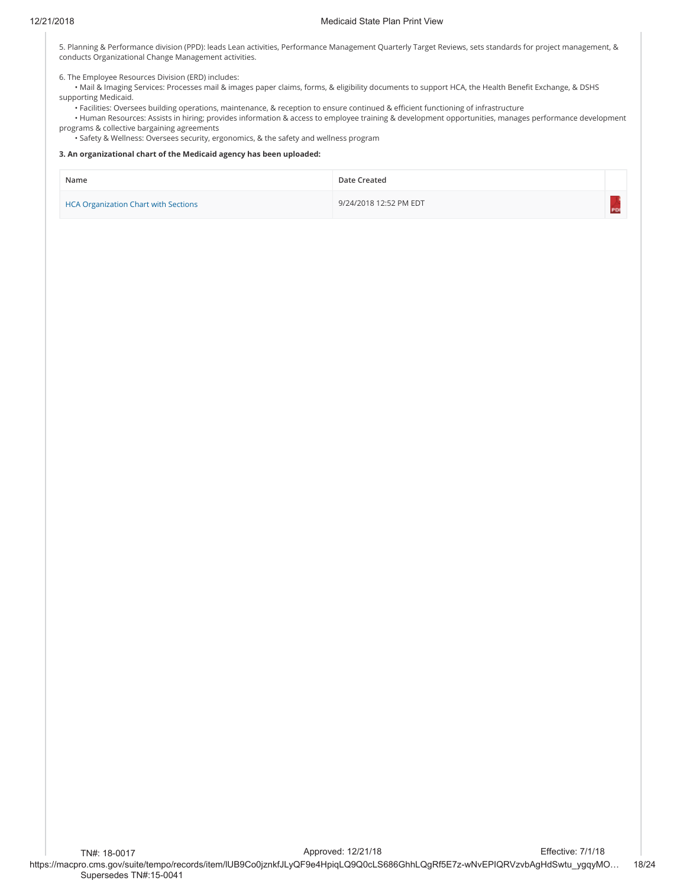5. Planning & Performance division (PPD): leads Lean activities, Performance Management Quarterly Target Reviews, sets standards for project management, & conducts Organizational Change Management activities.

6. The Employee Resources Division (ERD) includes:

- Mail & Imaging Services: Processes mail & images paper claims, forms, & eligibility documents to support HCA, the Health Benefit Exchange, & DSHS supporting Medicaid.
- Facilities: Oversees building operations, maintenance, & reception to ensure continued & efficient functioning of infrastructure
- Human Resources: Assists in hiring; provides information & access to employee training & development opportunities, manages performance development programs & collective bargaining agreements
- Safety & Wellness: Oversees security, ergonomics, & the safety and wellness program

**3. An organizational chart of the Medicaid agency has been uploaded:**

| Name | Date Created | |
|---|---|---|
| HCA Organization Chart with Sections | 9/24/2018 12:52 PM EDT | |

TN#: 18-0017 Approved: 12/21/18 Effective: 7/1/18
Supersedes TN#:15-0041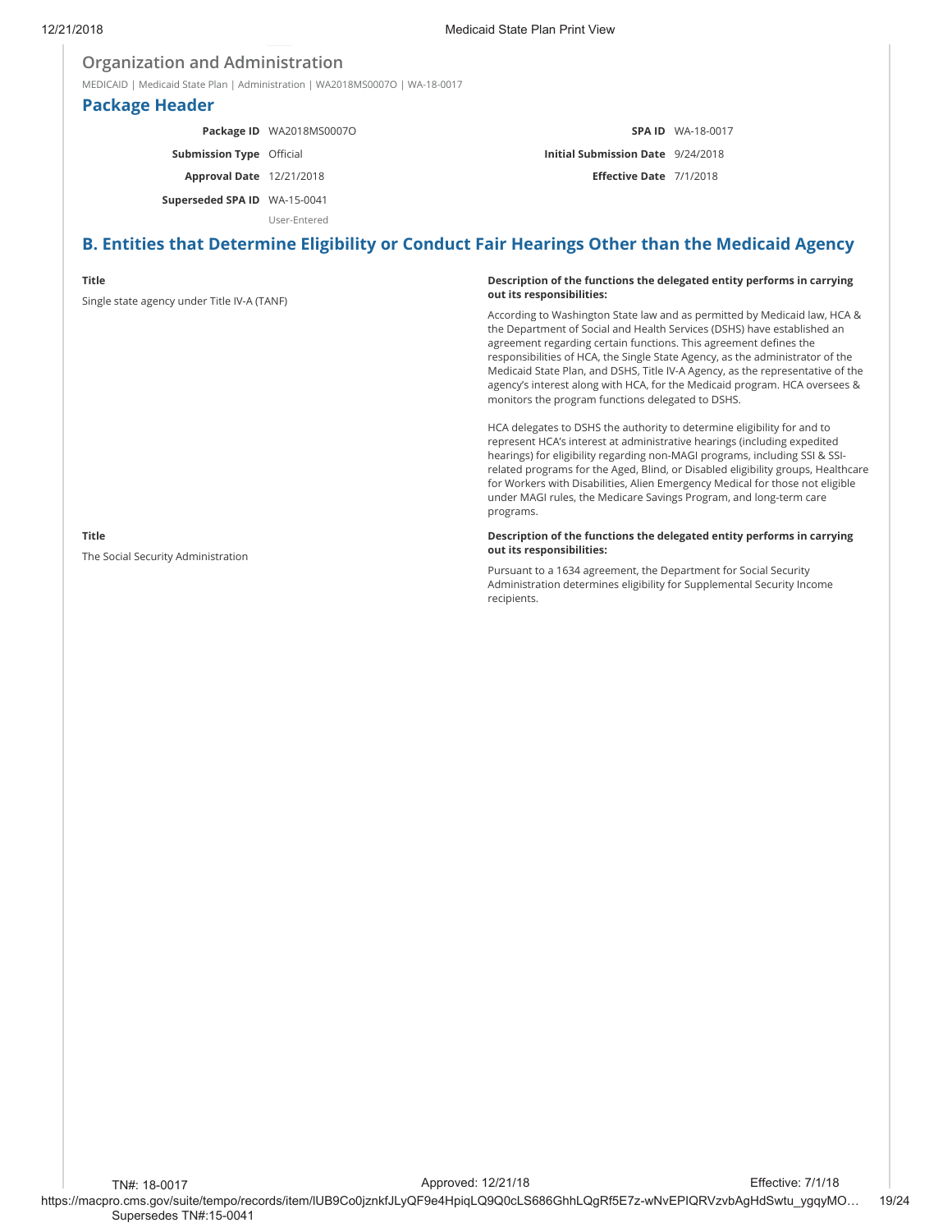## Organization and Administration

MEDICAID | Medicaid State Plan | Administration | WA2018MS0007O | WA-18-0017

### Package Header

| | | | |
|---|---|---|---|
| **Package ID** | WA2018MS0007O | **SPA ID** | WA-18-0017 |
| **Submission Type** | Official | **Initial Submission Date** | 9/24/2018 |
| **Approval Date** | 12/21/2018 | **Effective Date** | 7/1/2018 |
| **Superseded SPA ID** | WA-15-0041<br>User-Entered | | |

### B. Entities that Determine Eligibility or Conduct Fair Hearings Other than the Medicaid Agency

**Title**

Single state agency under Title IV-A (TANF)

**Description of the functions the delegated entity performs in carrying out its responsibilities:**

According to Washington State law and as permitted by Medicaid law, HCA & the Department of Social and Health Services (DSHS) have established an agreement regarding certain functions. This agreement defines the responsibilities of HCA, the Single State Agency, as the administrator of the Medicaid State Plan, and DSHS, Title IV-A Agency, as the representative of the agency's interest along with HCA, for the Medicaid program. HCA oversees & monitors the program functions delegated to DSHS.

HCA delegates to DSHS the authority to determine eligibility for and to represent HCA's interest at administrative hearings (including expedited hearings) for eligibility regarding non-MAGI programs, including SSI & SSI-related programs for the Aged, Blind, or Disabled eligibility groups, Healthcare for Workers with Disabilities, Alien Emergency Medical for those not eligible under MAGI rules, the Medicare Savings Program, and long-term care programs.

**Title**

The Social Security Administration

**Description of the functions the delegated entity performs in carrying out its responsibilities:**

Pursuant to a 1634 agreement, the Department for Social Security Administration determines eligibility for Supplemental Security Income recipients.

TN#: 18-0017 Approved: 12/21/18 Effective: 7/1/18
Supersedes TN#:15-0041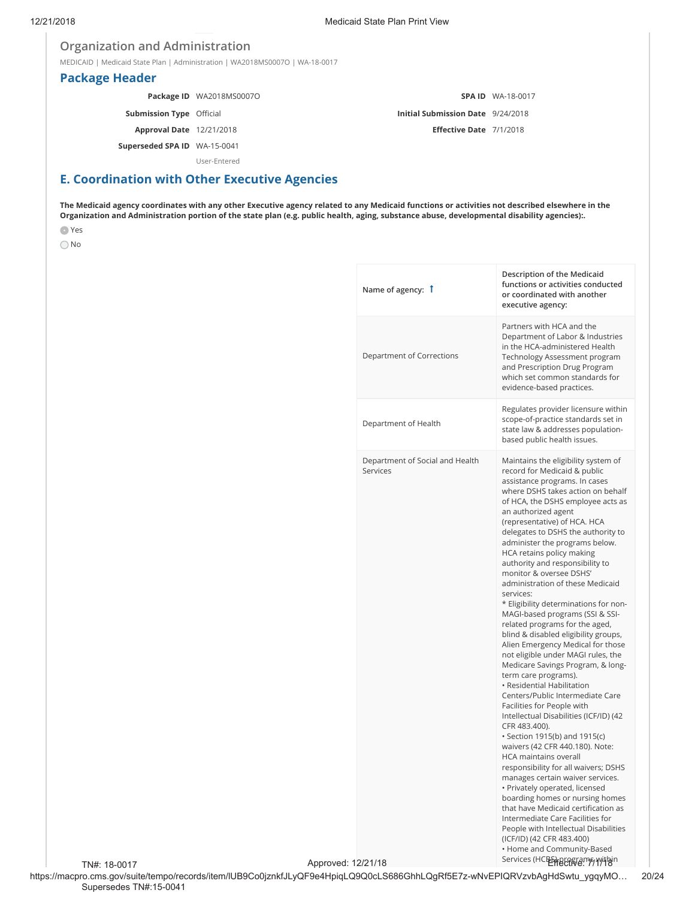## Organization and Administration

MEDICAID | Medicaid State Plan | Administration | WA2018MS0007O | WA-18-0017

## Package Header

| | | | |
|---|---|---|---|
| **Package ID** | WA2018MS0007O | **SPA ID** | WA-18-0017 |
| **Submission Type** | Official | **Initial Submission Date** | 9/24/2018 |
| **Approval Date** | 12/21/2018 | **Effective Date** | 7/1/2018 |
| **Superseded SPA ID** | WA-15-0041 | | |
| | User-Entered | | |

## E. Coordination with Other Executive Agencies

**The Medicaid agency coordinates with any other Executive agency related to any Medicaid functions or activities not described elsewhere in the Organization and Administration portion of the state plan (e.g. public health, aging, substance abuse, developmental disability agencies):.**

- (•) Yes
- ( ) No

| Name of agency: | Description of the Medicaid functions or activities conducted or coordinated with another executive agency: |
|---|---|
| Department of Corrections | Partners with HCA and the Department of Labor & Industries in the HCA-administered Health Technology Assessment program and Prescription Drug Program which set common standards for evidence-based practices. |
| Department of Health | Regulates provider licensure within scope-of-practice standards set in state law & addresses population-based public health issues. |
| Department of Social and Health Services | Maintains the eligibility system of record for Medicaid & public assistance programs. In cases where DSHS takes action on behalf of HCA, the DSHS employee acts as an authorized agent (representative) of HCA. HCA delegates to DSHS the authority to administer the programs below. HCA retains policy making authority and responsibility to monitor & oversee DSHS' administration of these Medicaid services:<br>* Eligibility determinations for non-MAGI-based programs (SSI & SSI-related programs for the aged, blind & disabled eligibility groups, Alien Emergency Medical for those not eligible under MAGI rules, the Medicare Savings Program, & long-term care programs).<br>• Residential Habilitation Centers/Public Intermediate Care Facilities for People with Intellectual Disabilities (ICF/ID) (42 CFR 483.400).<br>• Section 1915(b) and 1915(c) waivers (42 CFR 440.180). Note: HCA maintains overall responsibility for all waivers; DSHS manages certain waiver services.<br>• Privately operated, licensed boarding homes or nursing homes that have Medicaid certification as Intermediate Care Facilities for People with Intellectual Disabilities (ICF/ID) (42 CFR 483.400)<br>• Home and Community-Based Services (HCBS) programs within |

TN#: 18-0017 Approved: 12/21/18 Effective: 7/1/18
Supersedes TN#:15-0041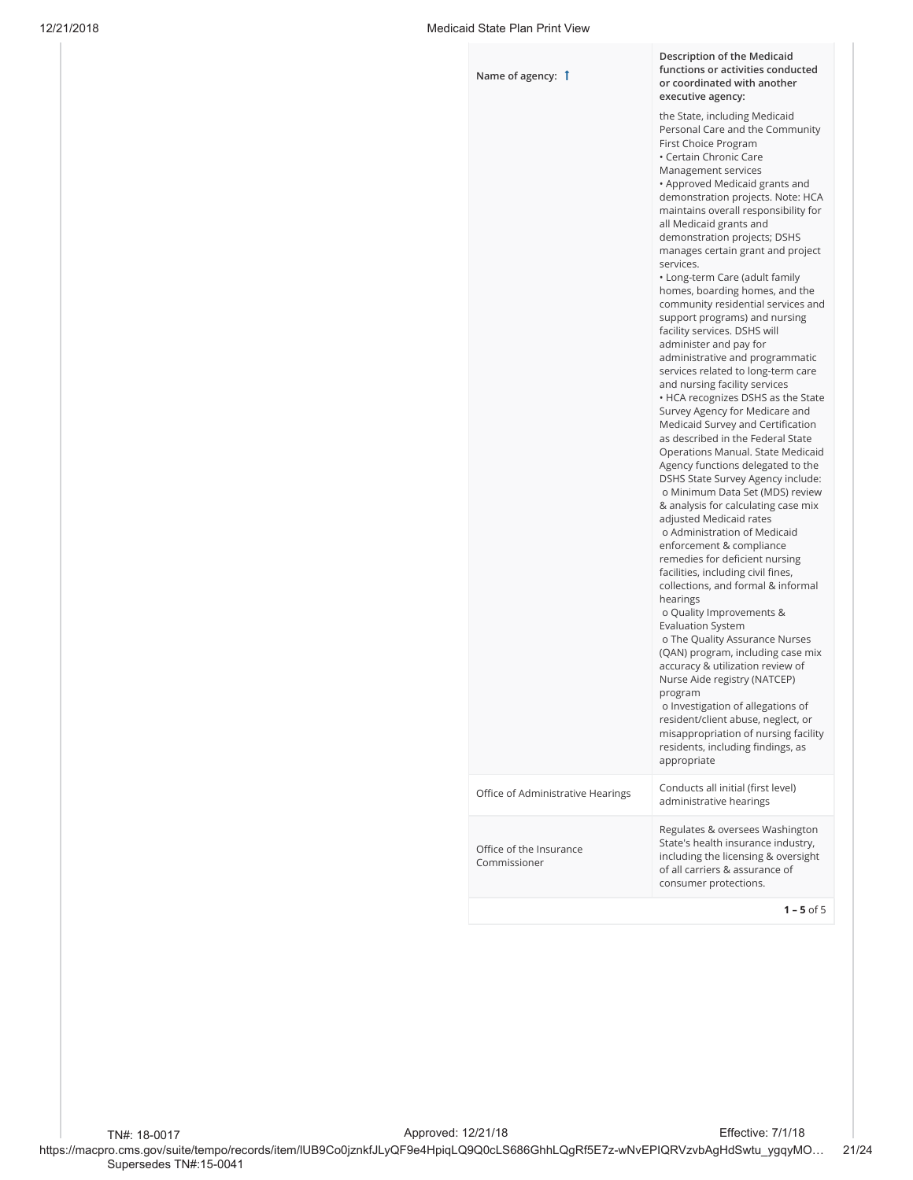| Name of agency: | Description of the Medicaid functions or activities conducted or coordinated with another executive agency: |
|---|---|
| | the State, including Medicaid Personal Care and the Community First Choice Program<br>• Certain Chronic Care Management services<br>• Approved Medicaid grants and demonstration projects. Note: HCA maintains overall responsibility for all Medicaid grants and demonstration projects; DSHS manages certain grant and project services.<br>• Long-term Care (adult family homes, boarding homes, and the community residential services and support programs) and nursing facility services. DSHS will administer and pay for administrative and programmatic services related to long-term care and nursing facility services<br>• HCA recognizes DSHS as the State Survey Agency for Medicare and Medicaid Survey and Certification as described in the Federal State Operations Manual. State Medicaid Agency functions delegated to the DSHS State Survey Agency include:<br>o Minimum Data Set (MDS) review & analysis for calculating case mix adjusted Medicaid rates<br>o Administration of Medicaid enforcement & compliance remedies for deficient nursing facilities, including civil fines, collections, and formal & informal hearings<br>o Quality Improvements & Evaluation System<br>o The Quality Assurance Nurses (QAN) program, including case mix accuracy & utilization review of Nurse Aide registry (NATCEP) program<br>o Investigation of allegations of resident/client abuse, neglect, or misappropriation of nursing facility residents, including findings, as appropriate |
| Office of Administrative Hearings | Conducts all initial (first level) administrative hearings |
| Office of the Insurance Commissioner | Regulates & oversees Washington State's health insurance industry, including the licensing & oversight of all carriers & assurance of consumer protections. |

**1 – 5** of 5

TN#: 18-0017 Approved: 12/21/18 Effective: 7/1/18
Supersedes TN#:15-0041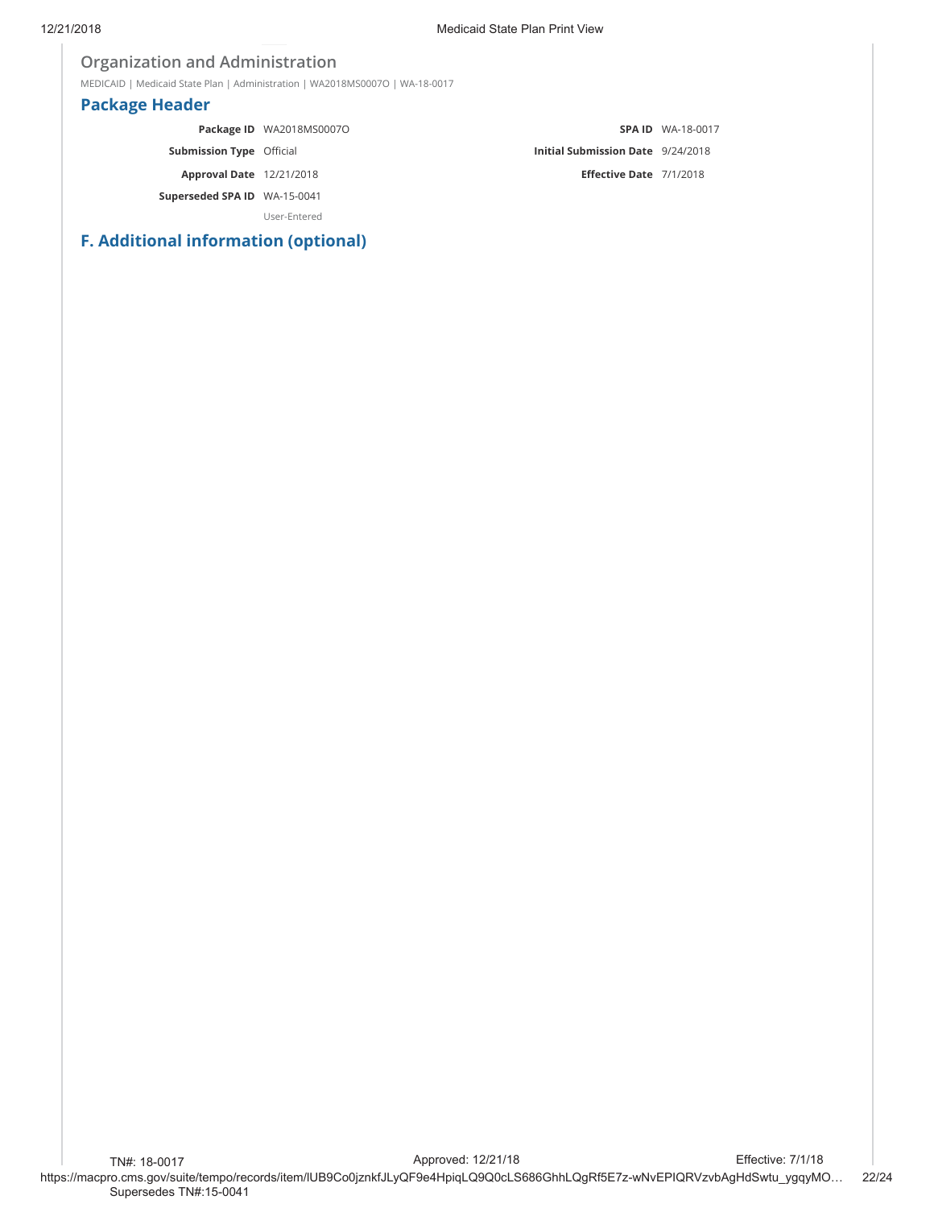## Organization and Administration

MEDICAID | Medicaid State Plan | Administration | WA2018MS0007O | WA-18-0017

### Package Header

| | | | |
|---|---|---|---|
| **Package ID** | WA2018MS0007O | **SPA ID** | WA-18-0017 |
| **Submission Type** | Official | **Initial Submission Date** | 9/24/2018 |
| **Approval Date** | 12/21/2018 | **Effective Date** | 7/1/2018 |
| **Superseded SPA ID** | WA-15-0041 | | |
| | User-Entered | | |

### F. Additional information (optional)

TN#: 18-0017 | Approved: 12/21/18 | Effective: 7/1/18

Supersedes TN#:15-0041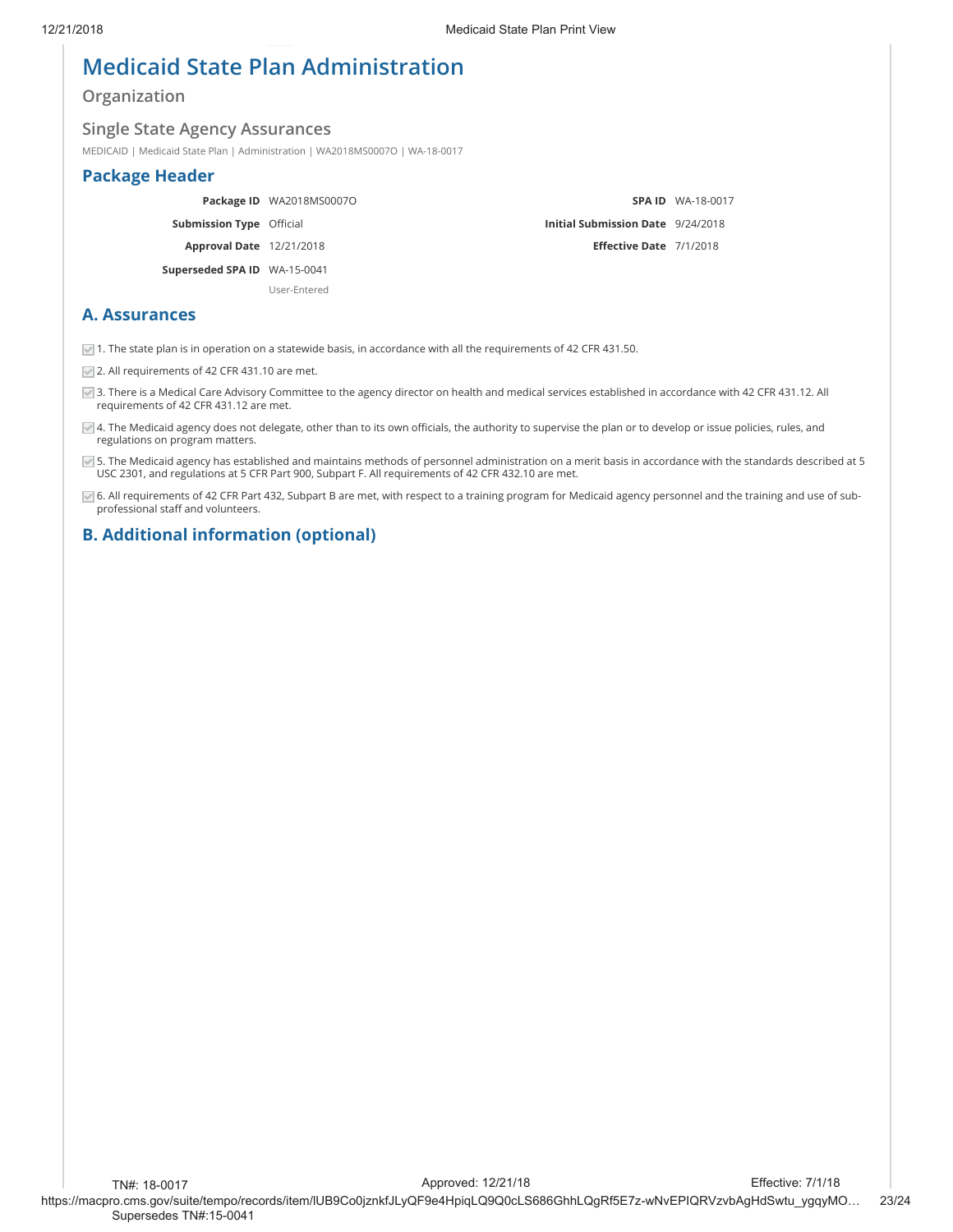# Medicaid State Plan Administration

## Organization

### Single State Agency Assurances

MEDICAID | Medicaid State Plan | Administration | WA2018MS0007O | WA-18-0017

## Package Header

| | | | |
|---|---|---|---|
| **Package ID** | WA2018MS0007O | **SPA ID** | WA-18-0017 |
| **Submission Type** | Official | **Initial Submission Date** | 9/24/2018 |
| **Approval Date** | 12/21/2018 | **Effective Date** | 7/1/2018 |
| **Superseded SPA ID** | WA-15-0041<br>User-Entered | | |

## A. Assurances

- [x] 1. The state plan is in operation on a statewide basis, in accordance with all the requirements of 42 CFR 431.50.
- [x] 2. All requirements of 42 CFR 431.10 are met.
- [x] 3. There is a Medical Care Advisory Committee to the agency director on health and medical services established in accordance with 42 CFR 431.12. All requirements of 42 CFR 431.12 are met.
- [x] 4. The Medicaid agency does not delegate, other than to its own officials, the authority to supervise the plan or to develop or issue policies, rules, and regulations on program matters.
- [x] 5. The Medicaid agency has established and maintains methods of personnel administration on a merit basis in accordance with the standards described at 5 USC 2301, and regulations at 5 CFR Part 900, Subpart F. All requirements of 42 CFR 432.10 are met.
- [x] 6. All requirements of 42 CFR Part 432, Subpart B are met, with respect to a training program for Medicaid agency personnel and the training and use of sub-professional staff and volunteers.

## B. Additional information (optional)

TN#: 18-0017 Approved: 12/21/18 Effective: 7/1/18

Supersedes TN#:15-0041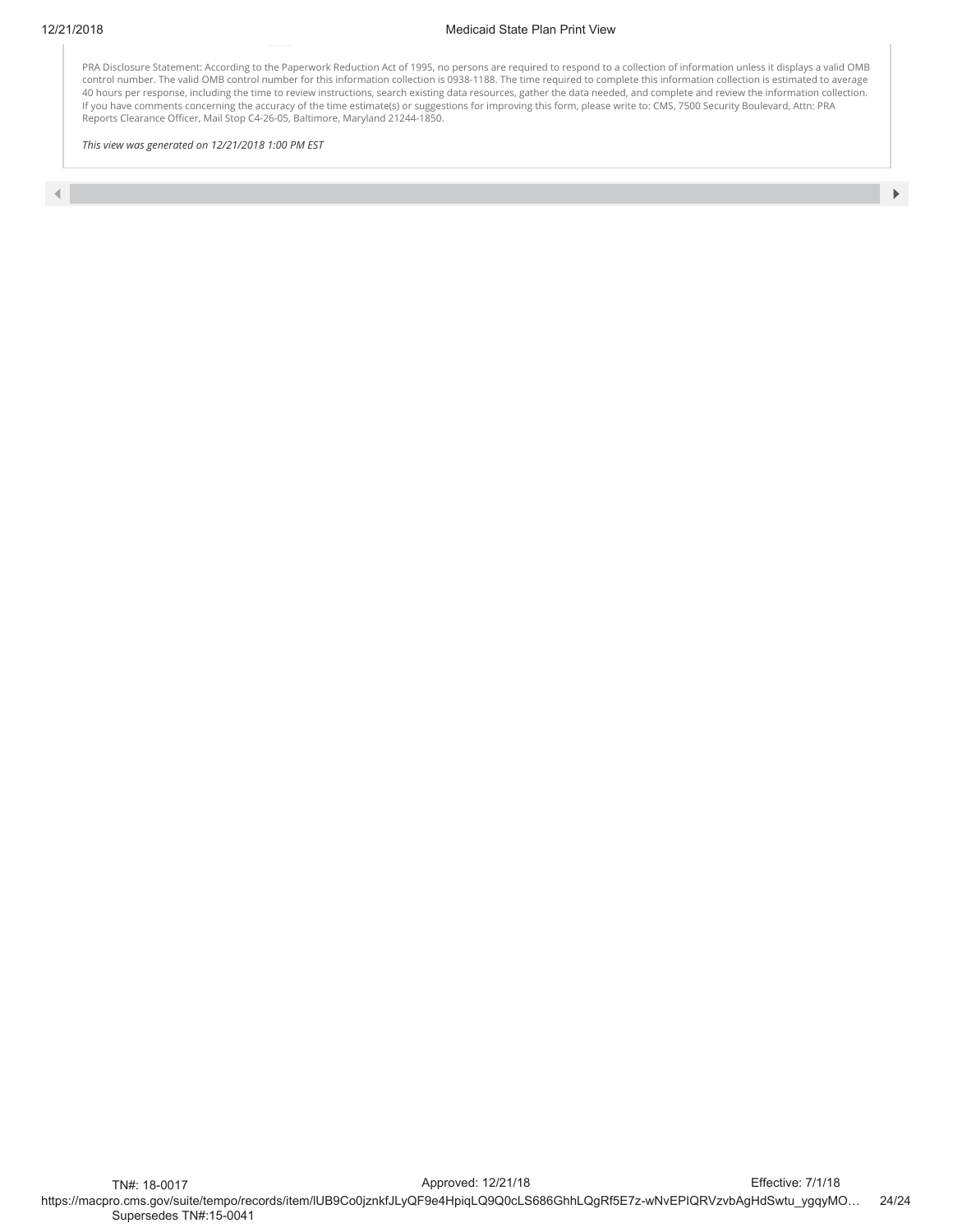PRA Disclosure Statement: According to the Paperwork Reduction Act of 1995, no persons are required to respond to a collection of information unless it displays a valid OMB control number. The valid OMB control number for this information collection is 0938-1188. The time required to complete this information collection is estimated to average 40 hours per response, including the time to review instructions, search existing data resources, gather the data needed, and complete and review the information collection. If you have comments concerning the accuracy of the time estimate(s) or suggestions for improving this form, please write to: CMS, 7500 Security Boulevard, Attn: PRA Reports Clearance Officer, Mail Stop C4-26-05, Baltimore, Maryland 21244-1850.

*This view was generated on 12/21/2018 1:00 PM EST*

TN#: 18-0017 Approved: 12/21/18 Effective: 7/1/18

Supersedes TN#:15-0041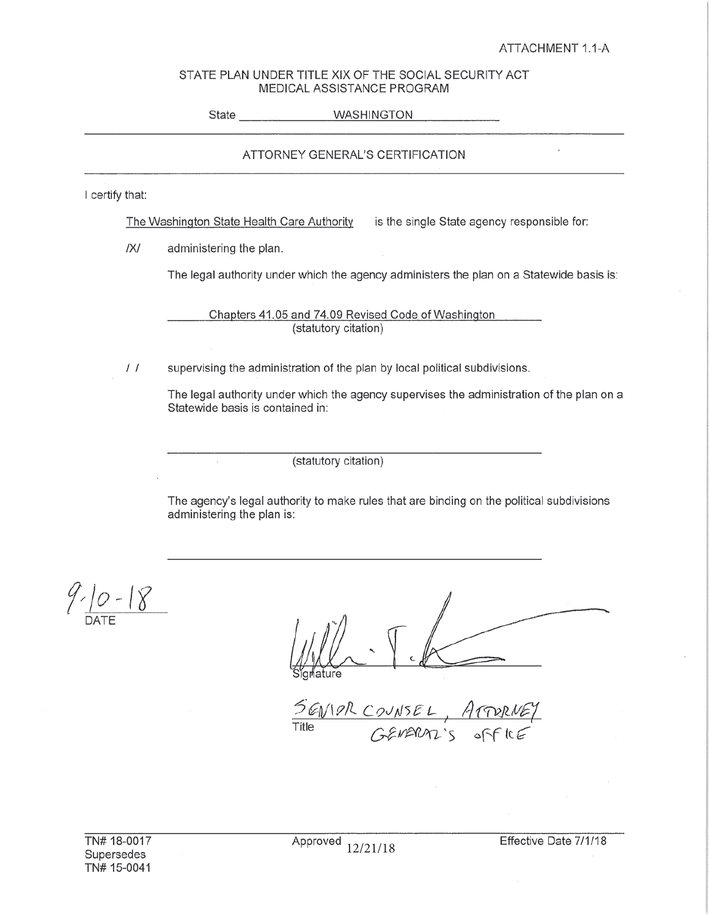ATTACHMENT 1.1-A

STATE PLAN UNDER TITLE XIX OF THE SOCIAL SECURITY ACT
MEDICAL ASSISTANCE PROGRAM

State WASHINGTON

## ATTORNEY GENERAL'S CERTIFICATION

I certify that:

The Washington State Health Care Authority is the single State agency responsible for:

/X/ administering the plan.

The legal authority under which the agency administers the plan on a Statewide basis is:

Chapters 41.05 and 74.09 Revised Code of Washington
(statutory citation)

/ / supervising the administration of the plan by local political subdivisions.

The legal authority under which the agency supervises the administration of the plan on a Statewide basis is contained in:

\_\_\_\_\_\_\_\_\_\_\_\_\_\_\_\_\_\_\_\_\_\_\_\_\_\_\_\_\_\_\_\_\_\_\_\_
(statutory citation)

The agency's legal authority to make rules that are binding on the political subdivisions administering the plan is:

\_\_\_\_\_\_\_\_\_\_\_\_\_\_\_\_\_\_\_\_\_\_\_\_\_\_\_\_\_\_\_\_\_\_\_\_

9-10-18
DATE

Signature

SENIOR COUNSEL, ATTORNEY GENERAL'S OFFICE
Title

TN# 18-0017
Supersedes
TN# 15-0041

Approved 12/21/18

Effective Date 7/1/18